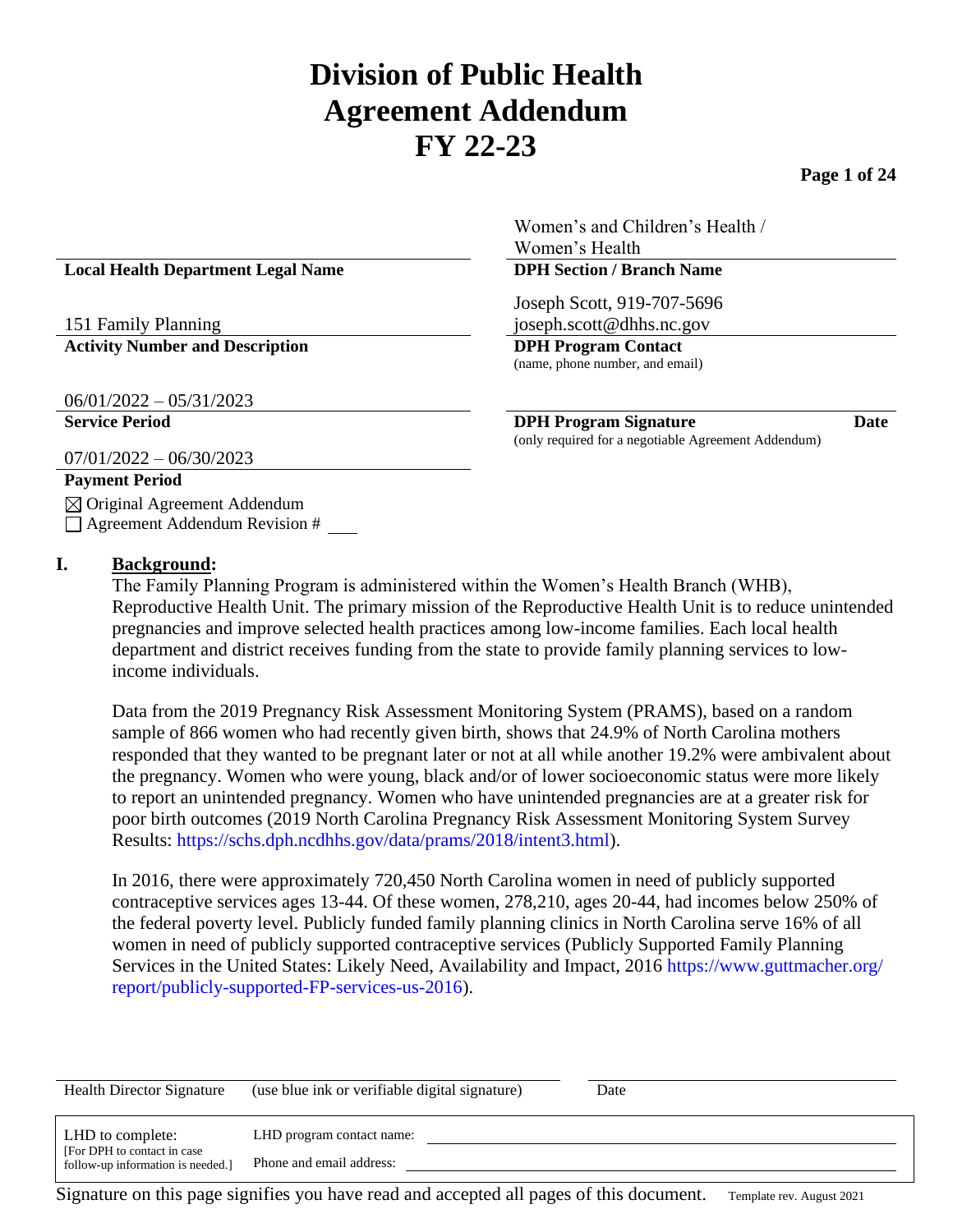# Division of Public Health Agreement Addendum FY 22-23

| | |
|---|---|
| | Women's and Children's Health / Women's Health |
| **Local Health Department Legal Name** | **DPH Section / Branch Name** |
| 151 Family Planning | Joseph Scott, 919-707-5696 joseph.scott@dhhs.nc.gov |
| **Activity Number and Description** | **DPH Program Contact** (name, phone number, and email) |
| 06/01/2022 – 05/31/2023 | |
| **Service Period** | **DPH Program Signature** **Date** (only required for a negotiable Agreement Addendum) |
| 07/01/2022 – 06/30/2023 | |
| **Payment Period** | |

☒ Original Agreement Addendum
☐ Agreement Addendum Revision # ___

## I. Background:

The Family Planning Program is administered within the Women's Health Branch (WHB), Reproductive Health Unit. The primary mission of the Reproductive Health Unit is to reduce unintended pregnancies and improve selected health practices among low-income families. Each local health department and district receives funding from the state to provide family planning services to low-income individuals.

Data from the 2019 Pregnancy Risk Assessment Monitoring System (PRAMS), based on a random sample of 866 women who had recently given birth, shows that 24.9% of North Carolina mothers responded that they wanted to be pregnant later or not at all while another 19.2% were ambivalent about the pregnancy. Women who were young, black and/or of lower socioeconomic status were more likely to report an unintended pregnancy. Women who have unintended pregnancies are at a greater risk for poor birth outcomes (2019 North Carolina Pregnancy Risk Assessment Monitoring System Survey Results: https://schs.dph.ncdhhs.gov/data/prams/2018/intent3.html).

In 2016, there were approximately 720,450 North Carolina women in need of publicly supported contraceptive services ages 13-44. Of these women, 278,210, ages 20-44, had incomes below 250% of the federal poverty level. Publicly funded family planning clinics in North Carolina serve 16% of all women in need of publicly supported contraceptive services (Publicly Supported Family Planning Services in the United States: Likely Need, Availability and Impact, 2016 https://www.guttmacher.org/report/publicly-supported-FP-services-us-2016).

Health Director Signature (use blue ink or verifiable digital signature) Date

| | |
|---|---|
| LHD to complete: [For DPH to contact in case follow-up information is needed.] | LHD program contact name: |
| | Phone and email address: |

Signature on this page signifies you have read and accepted all pages of this document. Template rev. August 2021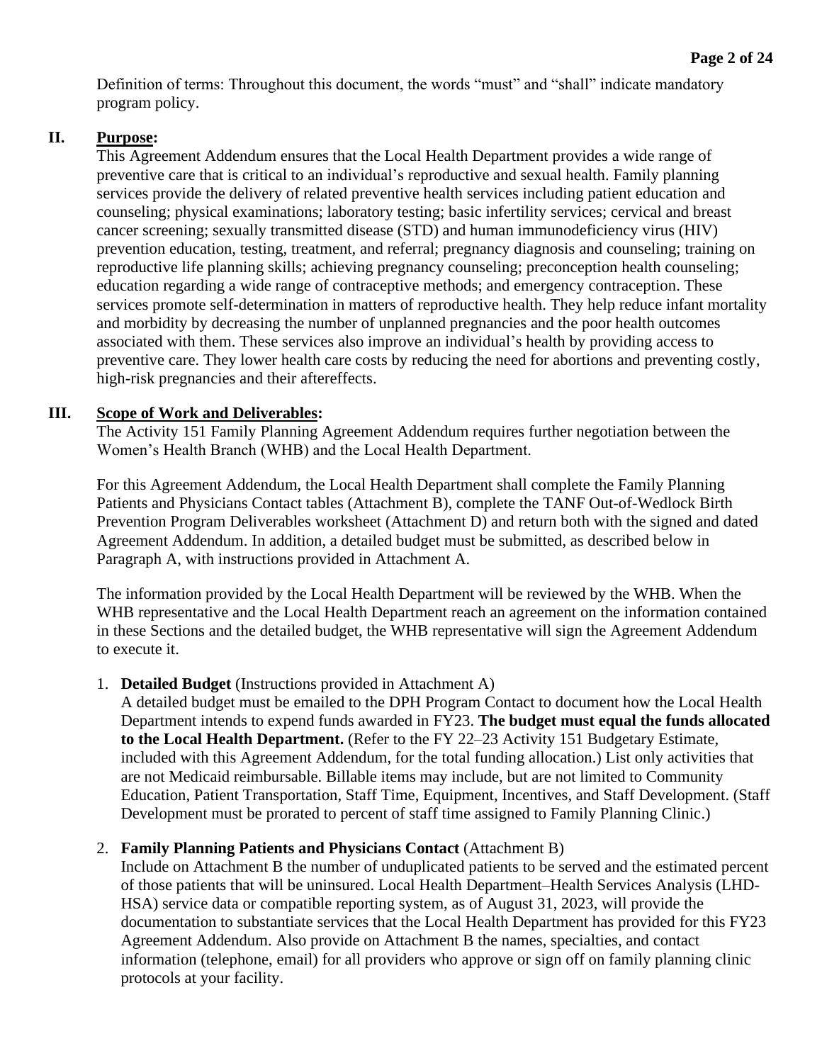Definition of terms: Throughout this document, the words "must" and "shall" indicate mandatory program policy.

## II. Purpose:

This Agreement Addendum ensures that the Local Health Department provides a wide range of preventive care that is critical to an individual's reproductive and sexual health. Family planning services provide the delivery of related preventive health services including patient education and counseling; physical examinations; laboratory testing; basic infertility services; cervical and breast cancer screening; sexually transmitted disease (STD) and human immunodeficiency virus (HIV) prevention education, testing, treatment, and referral; pregnancy diagnosis and counseling; training on reproductive life planning skills; achieving pregnancy counseling; preconception health counseling; education regarding a wide range of contraceptive methods; and emergency contraception. These services promote self-determination in matters of reproductive health. They help reduce infant mortality and morbidity by decreasing the number of unplanned pregnancies and the poor health outcomes associated with them. These services also improve an individual's health by providing access to preventive care. They lower health care costs by reducing the need for abortions and preventing costly, high-risk pregnancies and their aftereffects.

## III. Scope of Work and Deliverables:

The Activity 151 Family Planning Agreement Addendum requires further negotiation between the Women's Health Branch (WHB) and the Local Health Department.

For this Agreement Addendum, the Local Health Department shall complete the Family Planning Patients and Physicians Contact tables (Attachment B), complete the TANF Out-of-Wedlock Birth Prevention Program Deliverables worksheet (Attachment D) and return both with the signed and dated Agreement Addendum. In addition, a detailed budget must be submitted, as described below in Paragraph A, with instructions provided in Attachment A.

The information provided by the Local Health Department will be reviewed by the WHB. When the WHB representative and the Local Health Department reach an agreement on the information contained in these Sections and the detailed budget, the WHB representative will sign the Agreement Addendum to execute it.

1. **Detailed Budget** (Instructions provided in Attachment A)
   A detailed budget must be emailed to the DPH Program Contact to document how the Local Health Department intends to expend funds awarded in FY23. **The budget must equal the funds allocated to the Local Health Department.** (Refer to the FY 22–23 Activity 151 Budgetary Estimate, included with this Agreement Addendum, for the total funding allocation.) List only activities that are not Medicaid reimbursable. Billable items may include, but are not limited to Community Education, Patient Transportation, Staff Time, Equipment, Incentives, and Staff Development. (Staff Development must be prorated to percent of staff time assigned to Family Planning Clinic.)

2. **Family Planning Patients and Physicians Contact** (Attachment B)
   Include on Attachment B the number of unduplicated patients to be served and the estimated percent of those patients that will be uninsured. Local Health Department–Health Services Analysis (LHD-HSA) service data or compatible reporting system, as of August 31, 2023, will provide the documentation to substantiate services that the Local Health Department has provided for this FY23 Agreement Addendum. Also provide on Attachment B the names, specialties, and contact information (telephone, email) for all providers who approve or sign off on family planning clinic protocols at your facility.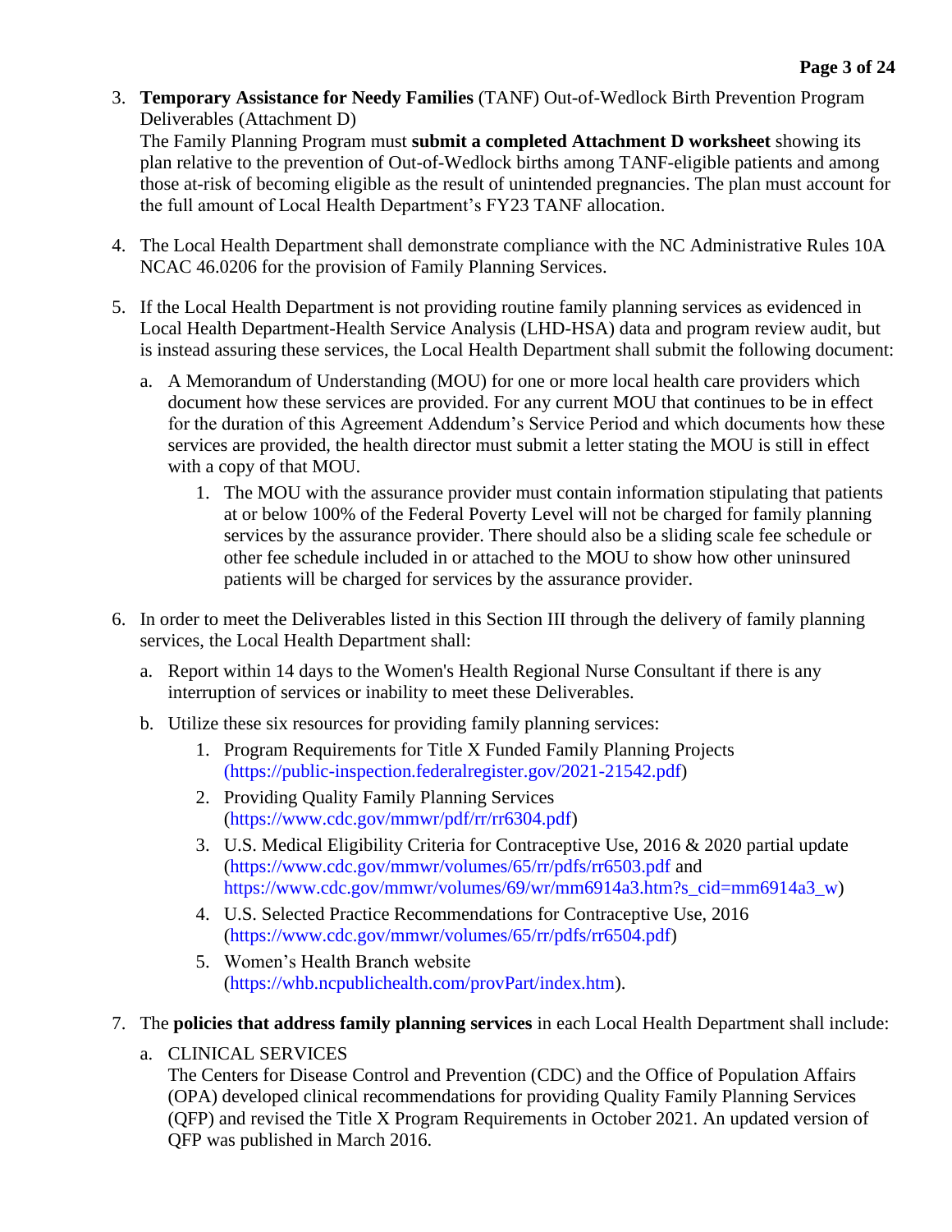3. **Temporary Assistance for Needy Families** (TANF) Out-of-Wedlock Birth Prevention Program Deliverables (Attachment D)
   The Family Planning Program must **submit a completed Attachment D worksheet** showing its plan relative to the prevention of Out-of-Wedlock births among TANF-eligible patients and among those at-risk of becoming eligible as the result of unintended pregnancies. The plan must account for the full amount of Local Health Department's FY23 TANF allocation.

4. The Local Health Department shall demonstrate compliance with the NC Administrative Rules 10A NCAC 46.0206 for the provision of Family Planning Services.

5. If the Local Health Department is not providing routine family planning services as evidenced in Local Health Department-Health Service Analysis (LHD-HSA) data and program review audit, but is instead assuring these services, the Local Health Department shall submit the following document:

   a. A Memorandum of Understanding (MOU) for one or more local health care providers which document how these services are provided. For any current MOU that continues to be in effect for the duration of this Agreement Addendum's Service Period and which documents how these services are provided, the health director must submit a letter stating the MOU is still in effect with a copy of that MOU.

      1. The MOU with the assurance provider must contain information stipulating that patients at or below 100% of the Federal Poverty Level will not be charged for family planning services by the assurance provider. There should also be a sliding scale fee schedule or other fee schedule included in or attached to the MOU to show how other uninsured patients will be charged for services by the assurance provider.

6. In order to meet the Deliverables listed in this Section III through the delivery of family planning services, the Local Health Department shall:

   a. Report within 14 days to the Women's Health Regional Nurse Consultant if there is any interruption of services or inability to meet these Deliverables.

   b. Utilize these six resources for providing family planning services:

      1. Program Requirements for Title X Funded Family Planning Projects (https://public-inspection.federalregister.gov/2021-21542.pdf)
      2. Providing Quality Family Planning Services (https://www.cdc.gov/mmwr/pdf/rr/rr6304.pdf)
      3. U.S. Medical Eligibility Criteria for Contraceptive Use, 2016 & 2020 partial update (https://www.cdc.gov/mmwr/volumes/65/rr/pdfs/rr6503.pdf and https://www.cdc.gov/mmwr/volumes/69/wr/mm6914a3.htm?s_cid=mm6914a3_w)
      4. U.S. Selected Practice Recommendations for Contraceptive Use, 2016 (https://www.cdc.gov/mmwr/volumes/65/rr/pdfs/rr6504.pdf)
      5. Women's Health Branch website (https://whb.ncpublichealth.com/provPart/index.htm).

7. The **policies that address family planning services** in each Local Health Department shall include:

   a. CLINICAL SERVICES
      The Centers for Disease Control and Prevention (CDC) and the Office of Population Affairs (OPA) developed clinical recommendations for providing Quality Family Planning Services (QFP) and revised the Title X Program Requirements in October 2021. An updated version of QFP was published in March 2016.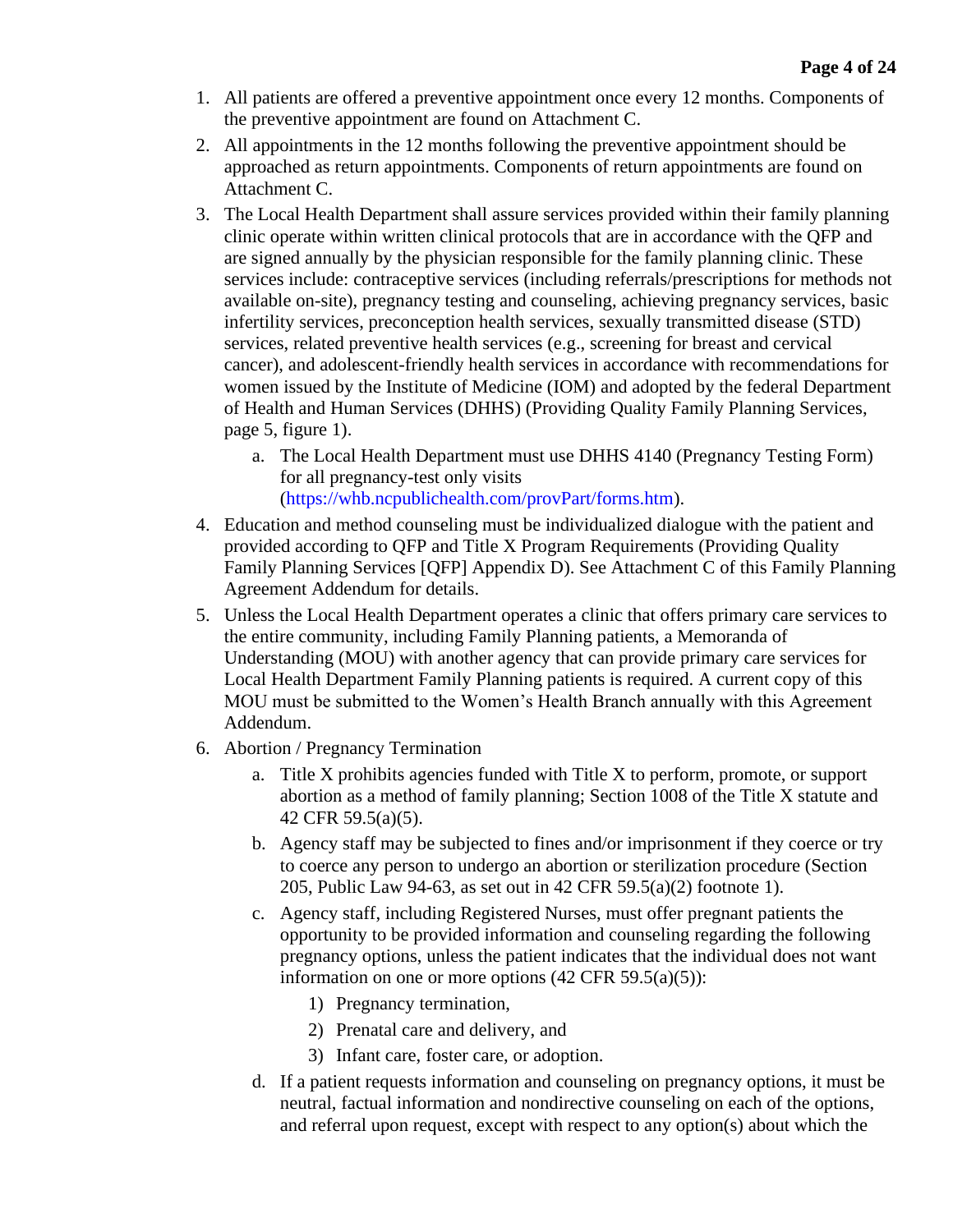1. All patients are offered a preventive appointment once every 12 months. Components of the preventive appointment are found on Attachment C.
2. All appointments in the 12 months following the preventive appointment should be approached as return appointments. Components of return appointments are found on Attachment C.
3. The Local Health Department shall assure services provided within their family planning clinic operate within written clinical protocols that are in accordance with the QFP and are signed annually by the physician responsible for the family planning clinic. These services include: contraceptive services (including referrals/prescriptions for methods not available on-site), pregnancy testing and counseling, achieving pregnancy services, basic infertility services, preconception health services, sexually transmitted disease (STD) services, related preventive health services (e.g., screening for breast and cervical cancer), and adolescent-friendly health services in accordance with recommendations for women issued by the Institute of Medicine (IOM) and adopted by the federal Department of Health and Human Services (DHHS) (Providing Quality Family Planning Services, page 5, figure 1).
    a. The Local Health Department must use DHHS 4140 (Pregnancy Testing Form) for all pregnancy-test only visits (https://whb.ncpublichealth.com/provPart/forms.htm).
4. Education and method counseling must be individualized dialogue with the patient and provided according to QFP and Title X Program Requirements (Providing Quality Family Planning Services [QFP] Appendix D). See Attachment C of this Family Planning Agreement Addendum for details.
5. Unless the Local Health Department operates a clinic that offers primary care services to the entire community, including Family Planning patients, a Memoranda of Understanding (MOU) with another agency that can provide primary care services for Local Health Department Family Planning patients is required. A current copy of this MOU must be submitted to the Women's Health Branch annually with this Agreement Addendum.
6. Abortion / Pregnancy Termination
    a. Title X prohibits agencies funded with Title X to perform, promote, or support abortion as a method of family planning; Section 1008 of the Title X statute and 42 CFR 59.5(a)(5).
    b. Agency staff may be subjected to fines and/or imprisonment if they coerce or try to coerce any person to undergo an abortion or sterilization procedure (Section 205, Public Law 94-63, as set out in 42 CFR 59.5(a)(2) footnote 1).
    c. Agency staff, including Registered Nurses, must offer pregnant patients the opportunity to be provided information and counseling regarding the following pregnancy options, unless the patient indicates that the individual does not want information on one or more options (42 CFR 59.5(a)(5)):
        1) Pregnancy termination,
        2) Prenatal care and delivery, and
        3) Infant care, foster care, or adoption.
    d. If a patient requests information and counseling on pregnancy options, it must be neutral, factual information and nondirective counseling on each of the options, and referral upon request, except with respect to any option(s) about which the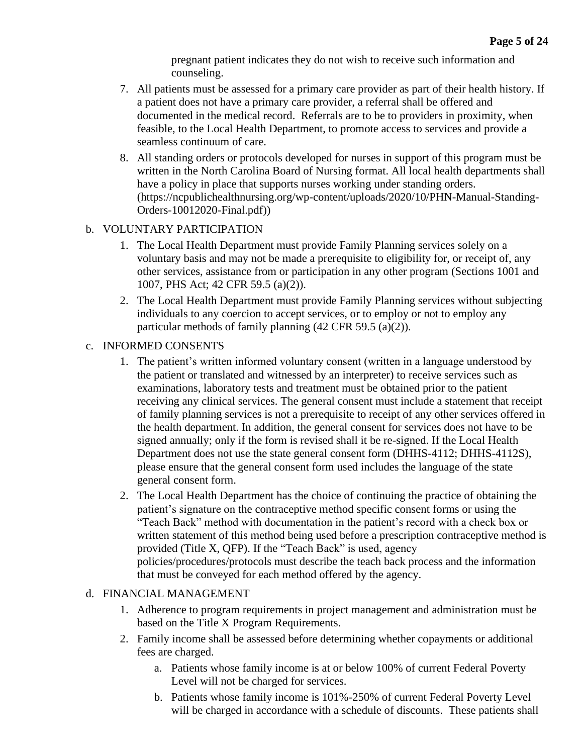pregnant patient indicates they do not wish to receive such information and counseling.

7. All patients must be assessed for a primary care provider as part of their health history. If a patient does not have a primary care provider, a referral shall be offered and documented in the medical record. Referrals are to be to providers in proximity, when feasible, to the Local Health Department, to promote access to services and provide a seamless continuum of care.
8. All standing orders or protocols developed for nurses in support of this program must be written in the North Carolina Board of Nursing format. All local health departments shall have a policy in place that supports nurses working under standing orders. (https://ncpublichealthnursing.org/wp-content/uploads/2020/10/PHN-Manual-Standing-Orders-10012020-Final.pdf))

b. VOLUNTARY PARTICIPATION

1. The Local Health Department must provide Family Planning services solely on a voluntary basis and may not be made a prerequisite to eligibility for, or receipt of, any other services, assistance from or participation in any other program (Sections 1001 and 1007, PHS Act; 42 CFR 59.5 (a)(2)).
2. The Local Health Department must provide Family Planning services without subjecting individuals to any coercion to accept services, or to employ or not to employ any particular methods of family planning (42 CFR 59.5 (a)(2)).

c. INFORMED CONSENTS

1. The patient's written informed voluntary consent (written in a language understood by the patient or translated and witnessed by an interpreter) to receive services such as examinations, laboratory tests and treatment must be obtained prior to the patient receiving any clinical services. The general consent must include a statement that receipt of family planning services is not a prerequisite to receipt of any other services offered in the health department. In addition, the general consent for services does not have to be signed annually; only if the form is revised shall it be re-signed. If the Local Health Department does not use the state general consent form (DHHS-4112; DHHS-4112S), please ensure that the general consent form used includes the language of the state general consent form.
2. The Local Health Department has the choice of continuing the practice of obtaining the patient's signature on the contraceptive method specific consent forms or using the "Teach Back" method with documentation in the patient's record with a check box or written statement of this method being used before a prescription contraceptive method is provided (Title X, QFP). If the "Teach Back" is used, agency policies/procedures/protocols must describe the teach back process and the information that must be conveyed for each method offered by the agency.

d. FINANCIAL MANAGEMENT

1. Adherence to program requirements in project management and administration must be based on the Title X Program Requirements.
2. Family income shall be assessed before determining whether copayments or additional fees are charged.
   a. Patients whose family income is at or below 100% of current Federal Poverty Level will not be charged for services.
   b. Patients whose family income is 101%-250% of current Federal Poverty Level will be charged in accordance with a schedule of discounts. These patients shall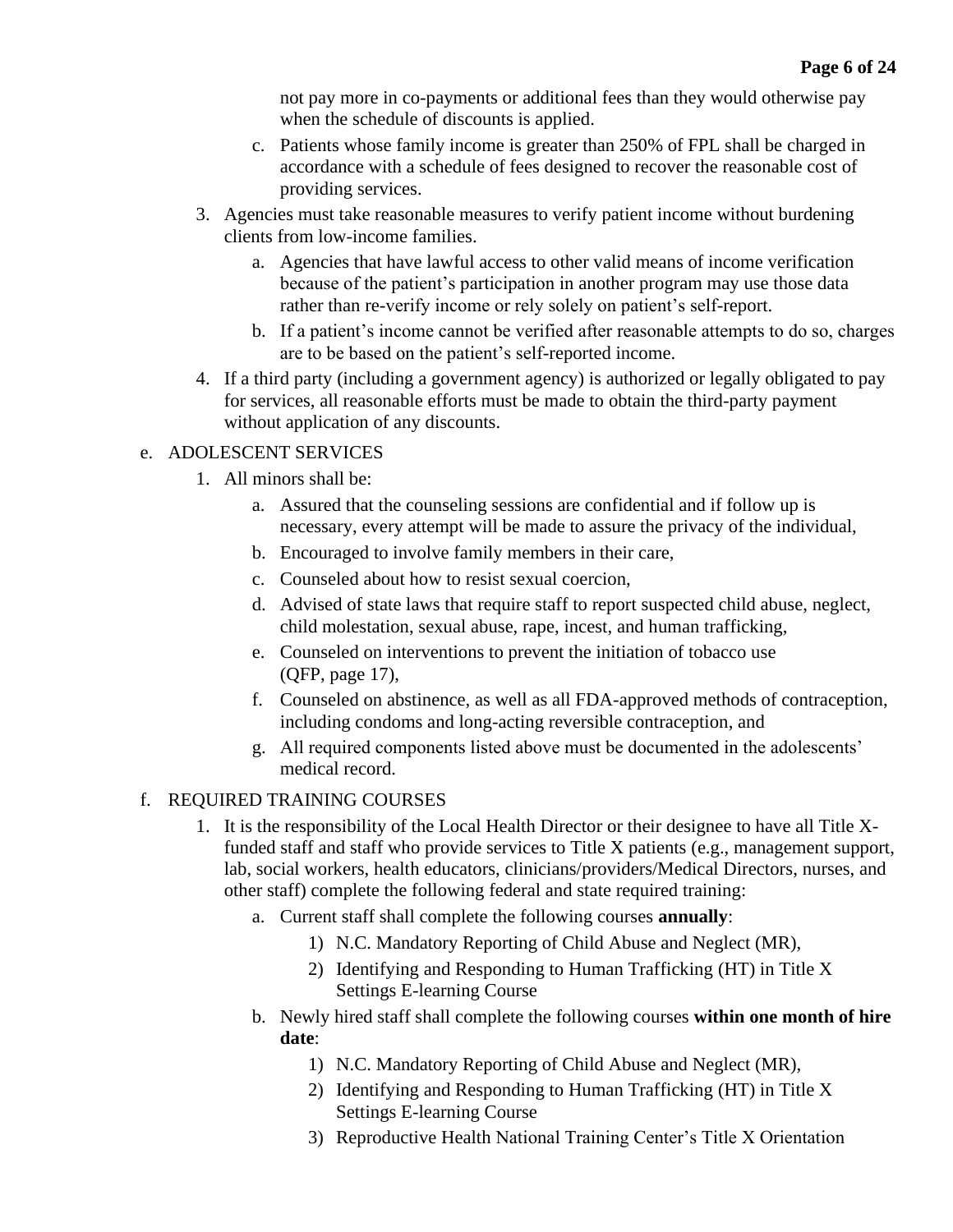not pay more in co-payments or additional fees than they would otherwise pay when the schedule of discounts is applied.

   c. Patients whose family income is greater than 250% of FPL shall be charged in accordance with a schedule of fees designed to recover the reasonable cost of providing services.

3. Agencies must take reasonable measures to verify patient income without burdening clients from low-income families.
   a. Agencies that have lawful access to other valid means of income verification because of the patient's participation in another program may use those data rather than re-verify income or rely solely on patient's self-report.
   b. If a patient's income cannot be verified after reasonable attempts to do so, charges are to be based on the patient's self-reported income.
4. If a third party (including a government agency) is authorized or legally obligated to pay for services, all reasonable efforts must be made to obtain the third-party payment without application of any discounts.

e. ADOLESCENT SERVICES

1. All minors shall be:
   a. Assured that the counseling sessions are confidential and if follow up is necessary, every attempt will be made to assure the privacy of the individual,
   b. Encouraged to involve family members in their care,
   c. Counseled about how to resist sexual coercion,
   d. Advised of state laws that require staff to report suspected child abuse, neglect, child molestation, sexual abuse, rape, incest, and human trafficking,
   e. Counseled on interventions to prevent the initiation of tobacco use (QFP, page 17),
   f. Counseled on abstinence, as well as all FDA-approved methods of contraception, including condoms and long-acting reversible contraception, and
   g. All required components listed above must be documented in the adolescents' medical record.

f. REQUIRED TRAINING COURSES

1. It is the responsibility of the Local Health Director or their designee to have all Title X-funded staff and staff who provide services to Title X patients (e.g., management support, lab, social workers, health educators, clinicians/providers/Medical Directors, nurses, and other staff) complete the following federal and state required training:
   a. Current staff shall complete the following courses **annually**:
      1) N.C. Mandatory Reporting of Child Abuse and Neglect (MR),
      2) Identifying and Responding to Human Trafficking (HT) in Title X Settings E-learning Course
   b. Newly hired staff shall complete the following courses **within one month of hire date**:
      1) N.C. Mandatory Reporting of Child Abuse and Neglect (MR),
      2) Identifying and Responding to Human Trafficking (HT) in Title X Settings E-learning Course
      3) Reproductive Health National Training Center's Title X Orientation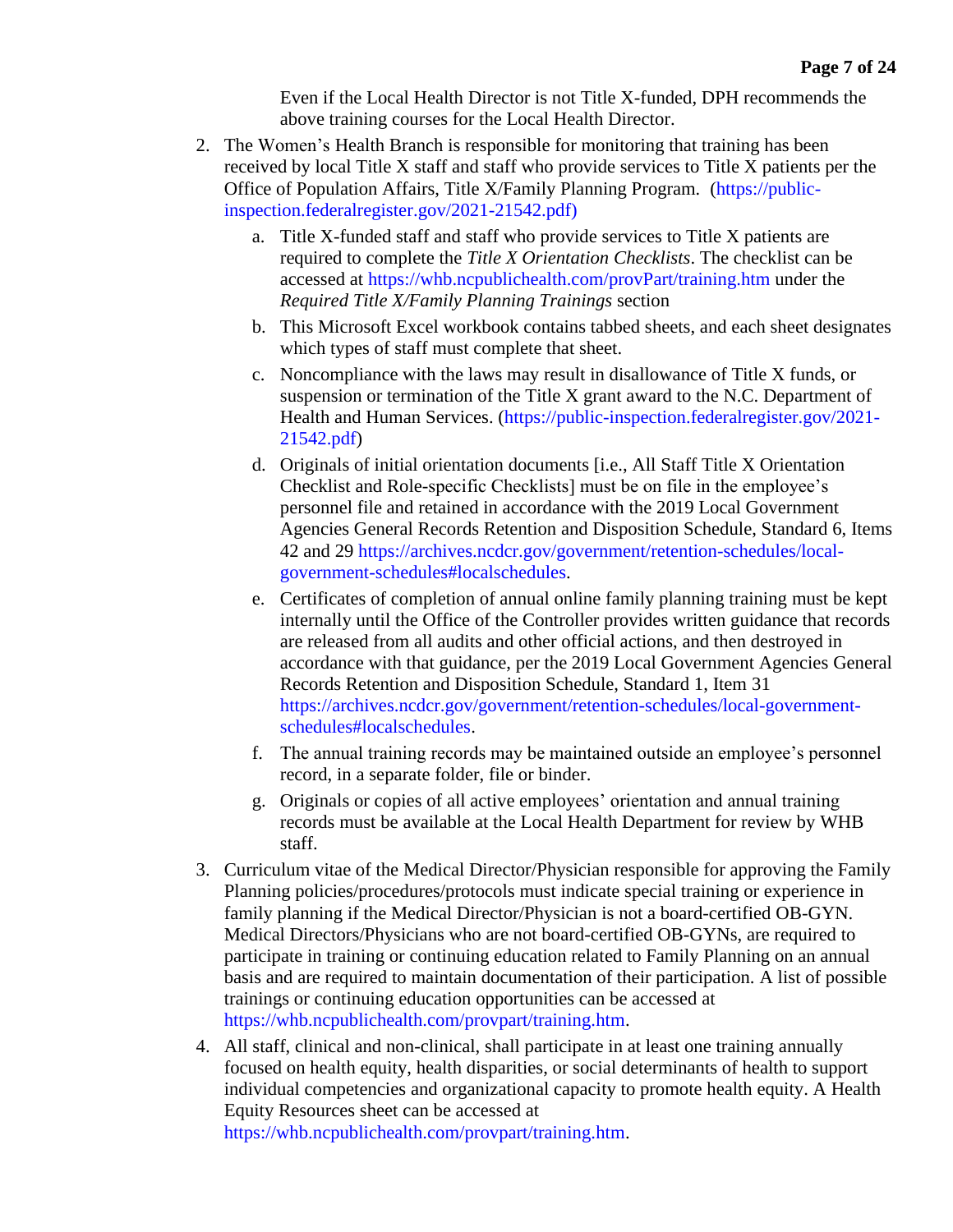Even if the Local Health Director is not Title X-funded, DPH recommends the above training courses for the Local Health Director.

2. The Women's Health Branch is responsible for monitoring that training has been received by local Title X staff and staff who provide services to Title X patients per the Office of Population Affairs, Title X/Family Planning Program. (https://public-inspection.federalregister.gov/2021-21542.pdf)
    a. Title X-funded staff and staff who provide services to Title X patients are required to complete the *Title X Orientation Checklists*. The checklist can be accessed at https://whb.ncpublichealth.com/provPart/training.htm under the *Required Title X/Family Planning Trainings* section
    b. This Microsoft Excel workbook contains tabbed sheets, and each sheet designates which types of staff must complete that sheet.
    c. Noncompliance with the laws may result in disallowance of Title X funds, or suspension or termination of the Title X grant award to the N.C. Department of Health and Human Services. (https://public-inspection.federalregister.gov/2021-21542.pdf)
    d. Originals of initial orientation documents [i.e., All Staff Title X Orientation Checklist and Role-specific Checklists] must be on file in the employee's personnel file and retained in accordance with the 2019 Local Government Agencies General Records Retention and Disposition Schedule, Standard 6, Items 42 and 29 https://archives.ncdcr.gov/government/retention-schedules/local-government-schedules#localschedules.
    e. Certificates of completion of annual online family planning training must be kept internally until the Office of the Controller provides written guidance that records are released from all audits and other official actions, and then destroyed in accordance with that guidance, per the 2019 Local Government Agencies General Records Retention and Disposition Schedule, Standard 1, Item 31 https://archives.ncdcr.gov/government/retention-schedules/local-government-schedules#localschedules.
    f. The annual training records may be maintained outside an employee's personnel record, in a separate folder, file or binder.
    g. Originals or copies of all active employees' orientation and annual training records must be available at the Local Health Department for review by WHB staff.
3. Curriculum vitae of the Medical Director/Physician responsible for approving the Family Planning policies/procedures/protocols must indicate special training or experience in family planning if the Medical Director/Physician is not a board-certified OB-GYN. Medical Directors/Physicians who are not board-certified OB-GYNs, are required to participate in training or continuing education related to Family Planning on an annual basis and are required to maintain documentation of their participation. A list of possible trainings or continuing education opportunities can be accessed at https://whb.ncpublichealth.com/provpart/training.htm.
4. All staff, clinical and non-clinical, shall participate in at least one training annually focused on health equity, health disparities, or social determinants of health to support individual competencies and organizational capacity to promote health equity. A Health Equity Resources sheet can be accessed at https://whb.ncpublichealth.com/provpart/training.htm.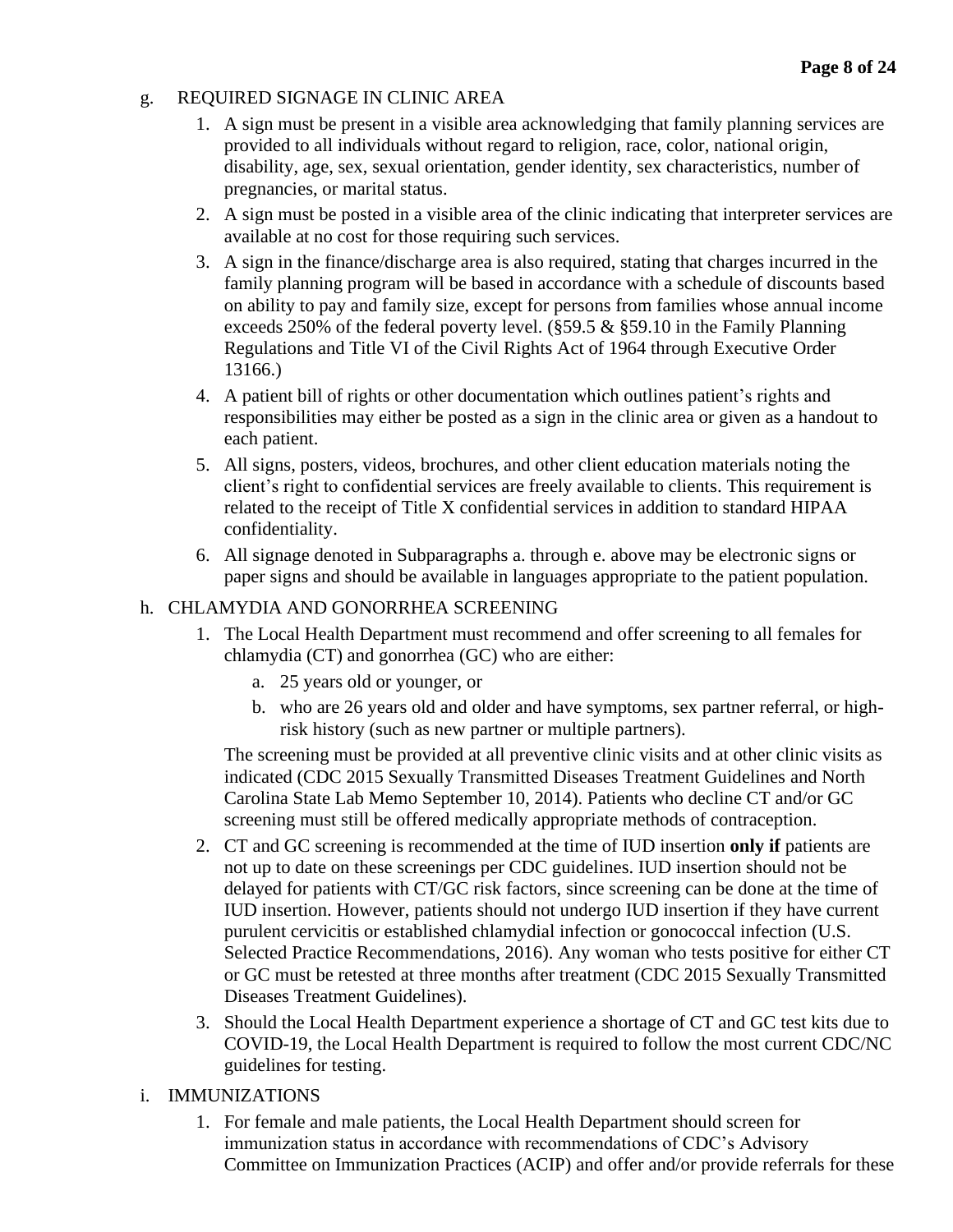g. REQUIRED SIGNAGE IN CLINIC AREA

1. A sign must be present in a visible area acknowledging that family planning services are provided to all individuals without regard to religion, race, color, national origin, disability, age, sex, sexual orientation, gender identity, sex characteristics, number of pregnancies, or marital status.
2. A sign must be posted in a visible area of the clinic indicating that interpreter services are available at no cost for those requiring such services.
3. A sign in the finance/discharge area is also required, stating that charges incurred in the family planning program will be based in accordance with a schedule of discounts based on ability to pay and family size, except for persons from families whose annual income exceeds 250% of the federal poverty level. (§59.5 & §59.10 in the Family Planning Regulations and Title VI of the Civil Rights Act of 1964 through Executive Order 13166.)
4. A patient bill of rights or other documentation which outlines patient's rights and responsibilities may either be posted as a sign in the clinic area or given as a handout to each patient.
5. All signs, posters, videos, brochures, and other client education materials noting the client's right to confidential services are freely available to clients. This requirement is related to the receipt of Title X confidential services in addition to standard HIPAA confidentiality.
6. All signage denoted in Subparagraphs a. through e. above may be electronic signs or paper signs and should be available in languages appropriate to the patient population.

h. CHLAMYDIA AND GONORRHEA SCREENING

1. The Local Health Department must recommend and offer screening to all females for chlamydia (CT) and gonorrhea (GC) who are either:
   a. 25 years old or younger, or
   b. who are 26 years old and older and have symptoms, sex partner referral, or high-risk history (such as new partner or multiple partners).

   The screening must be provided at all preventive clinic visits and at other clinic visits as indicated (CDC 2015 Sexually Transmitted Diseases Treatment Guidelines and North Carolina State Lab Memo September 10, 2014). Patients who decline CT and/or GC screening must still be offered medically appropriate methods of contraception.
2. CT and GC screening is recommended at the time of IUD insertion **only if** patients are not up to date on these screenings per CDC guidelines. IUD insertion should not be delayed for patients with CT/GC risk factors, since screening can be done at the time of IUD insertion. However, patients should not undergo IUD insertion if they have current purulent cervicitis or established chlamydial infection or gonococcal infection (U.S. Selected Practice Recommendations, 2016). Any woman who tests positive for either CT or GC must be retested at three months after treatment (CDC 2015 Sexually Transmitted Diseases Treatment Guidelines).
3. Should the Local Health Department experience a shortage of CT and GC test kits due to COVID-19, the Local Health Department is required to follow the most current CDC/NC guidelines for testing.

i. IMMUNIZATIONS

1. For female and male patients, the Local Health Department should screen for immunization status in accordance with recommendations of CDC's Advisory Committee on Immunization Practices (ACIP) and offer and/or provide referrals for these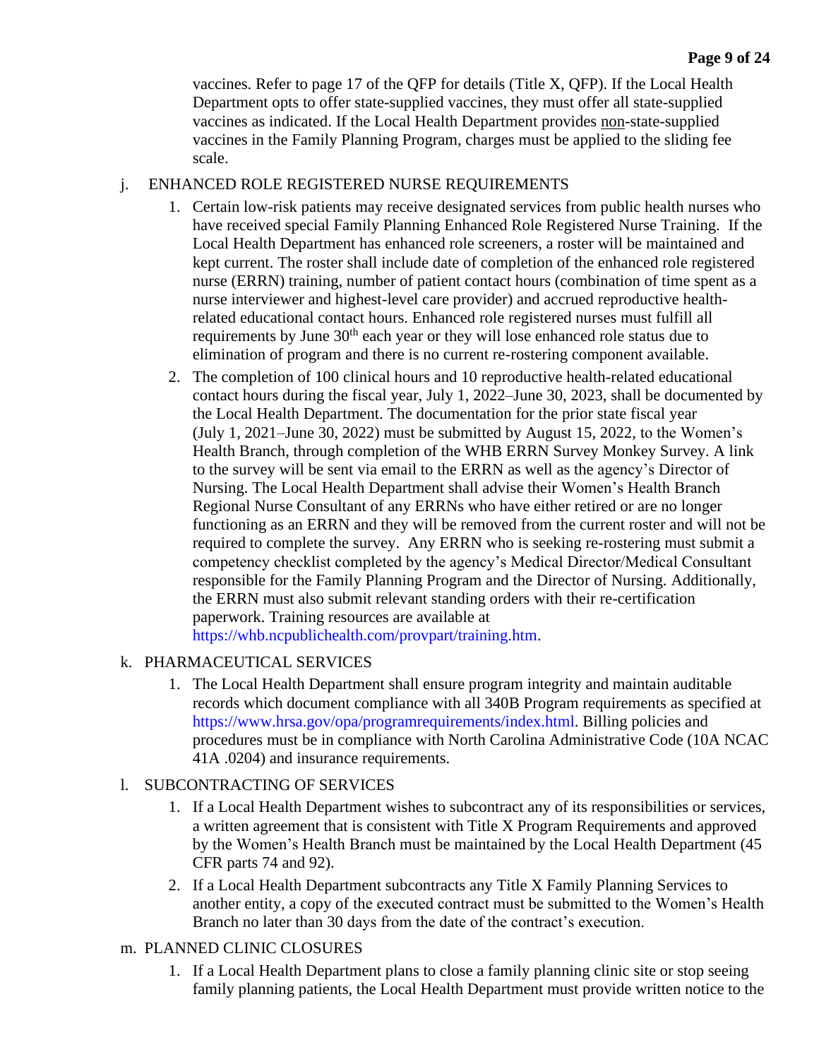vaccines. Refer to page 17 of the QFP for details (Title X, QFP). If the Local Health Department opts to offer state-supplied vaccines, they must offer all state-supplied vaccines as indicated. If the Local Health Department provides non-state-supplied vaccines in the Family Planning Program, charges must be applied to the sliding fee scale.

j. ENHANCED ROLE REGISTERED NURSE REQUIREMENTS

1. Certain low-risk patients may receive designated services from public health nurses who have received special Family Planning Enhanced Role Registered Nurse Training. If the Local Health Department has enhanced role screeners, a roster will be maintained and kept current. The roster shall include date of completion of the enhanced role registered nurse (ERRN) training, number of patient contact hours (combination of time spent as a nurse interviewer and highest-level care provider) and accrued reproductive health-related educational contact hours. Enhanced role registered nurses must fulfill all requirements by June 30th each year or they will lose enhanced role status due to elimination of program and there is no current re-rostering component available.
2. The completion of 100 clinical hours and 10 reproductive health-related educational contact hours during the fiscal year, July 1, 2022–June 30, 2023, shall be documented by the Local Health Department. The documentation for the prior state fiscal year (July 1, 2021–June 30, 2022) must be submitted by August 15, 2022, to the Women's Health Branch, through completion of the WHB ERRN Survey Monkey Survey. A link to the survey will be sent via email to the ERRN as well as the agency's Director of Nursing. The Local Health Department shall advise their Women's Health Branch Regional Nurse Consultant of any ERRNs who have either retired or are no longer functioning as an ERRN and they will be removed from the current roster and will not be required to complete the survey. Any ERRN who is seeking re-rostering must submit a competency checklist completed by the agency's Medical Director/Medical Consultant responsible for the Family Planning Program and the Director of Nursing. Additionally, the ERRN must also submit relevant standing orders with their re-certification paperwork. Training resources are available at https://whb.ncpublichealth.com/provpart/training.htm.

k. PHARMACEUTICAL SERVICES

1. The Local Health Department shall ensure program integrity and maintain auditable records which document compliance with all 340B Program requirements as specified at https://www.hrsa.gov/opa/programrequirements/index.html. Billing policies and procedures must be in compliance with North Carolina Administrative Code (10A NCAC 41A .0204) and insurance requirements.

l. SUBCONTRACTING OF SERVICES

1. If a Local Health Department wishes to subcontract any of its responsibilities or services, a written agreement that is consistent with Title X Program Requirements and approved by the Women's Health Branch must be maintained by the Local Health Department (45 CFR parts 74 and 92).
2. If a Local Health Department subcontracts any Title X Family Planning Services to another entity, a copy of the executed contract must be submitted to the Women's Health Branch no later than 30 days from the date of the contract's execution.

m. PLANNED CLINIC CLOSURES

1. If a Local Health Department plans to close a family planning clinic site or stop seeing family planning patients, the Local Health Department must provide written notice to the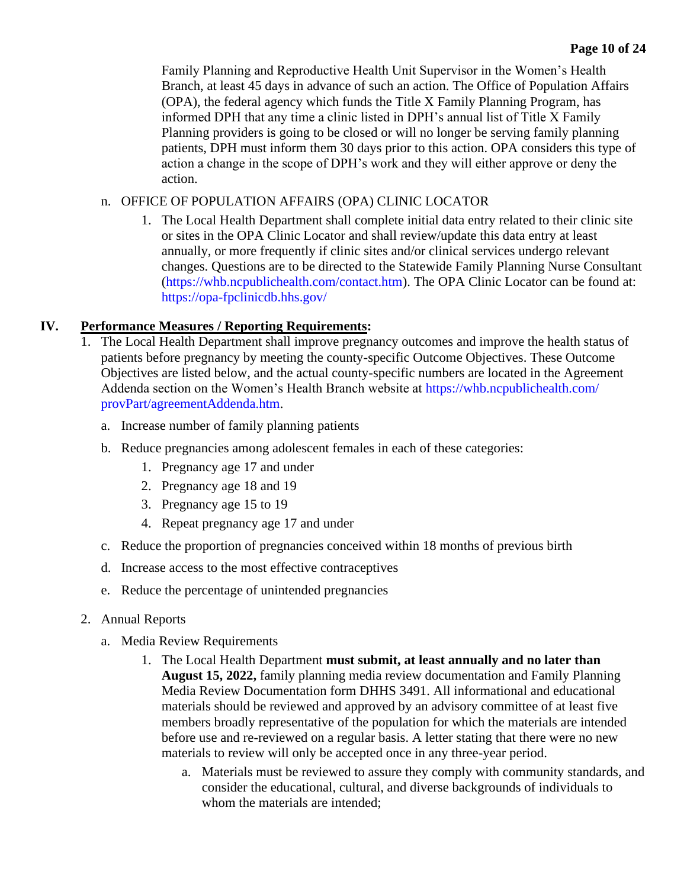Family Planning and Reproductive Health Unit Supervisor in the Women's Health Branch, at least 45 days in advance of such an action. The Office of Population Affairs (OPA), the federal agency which funds the Title X Family Planning Program, has informed DPH that any time a clinic listed in DPH's annual list of Title X Family Planning providers is going to be closed or will no longer be serving family planning patients, DPH must inform them 30 days prior to this action. OPA considers this type of action a change in the scope of DPH's work and they will either approve or deny the action.

n. OFFICE OF POPULATION AFFAIRS (OPA) CLINIC LOCATOR

1. The Local Health Department shall complete initial data entry related to their clinic site or sites in the OPA Clinic Locator and shall review/update this data entry at least annually, or more frequently if clinic sites and/or clinical services undergo relevant changes. Questions are to be directed to the Statewide Family Planning Nurse Consultant (https://whb.ncpublichealth.com/contact.htm). The OPA Clinic Locator can be found at: https://opa-fpclinicdb.hhs.gov/

## IV. Performance Measures / Reporting Requirements:

1. The Local Health Department shall improve pregnancy outcomes and improve the health status of patients before pregnancy by meeting the county-specific Outcome Objectives. These Outcome Objectives are listed below, and the actual county-specific numbers are located in the Agreement Addenda section on the Women's Health Branch website at https://whb.ncpublichealth.com/provPart/agreementAddenda.htm.

   a. Increase number of family planning patients

   b. Reduce pregnancies among adolescent females in each of these categories:
      1. Pregnancy age 17 and under
      2. Pregnancy age 18 and 19
      3. Pregnancy age 15 to 19
      4. Repeat pregnancy age 17 and under

   c. Reduce the proportion of pregnancies conceived within 18 months of previous birth

   d. Increase access to the most effective contraceptives

   e. Reduce the percentage of unintended pregnancies

2. Annual Reports

   a. Media Review Requirements

      1. The Local Health Department **must submit, at least annually and no later than August 15, 2022,** family planning media review documentation and Family Planning Media Review Documentation form DHHS 3491. All informational and educational materials should be reviewed and approved by an advisory committee of at least five members broadly representative of the population for which the materials are intended before use and re-reviewed on a regular basis. A letter stating that there were no new materials to review will only be accepted once in any three-year period.

         a. Materials must be reviewed to assure they comply with community standards, and consider the educational, cultural, and diverse backgrounds of individuals to whom the materials are intended;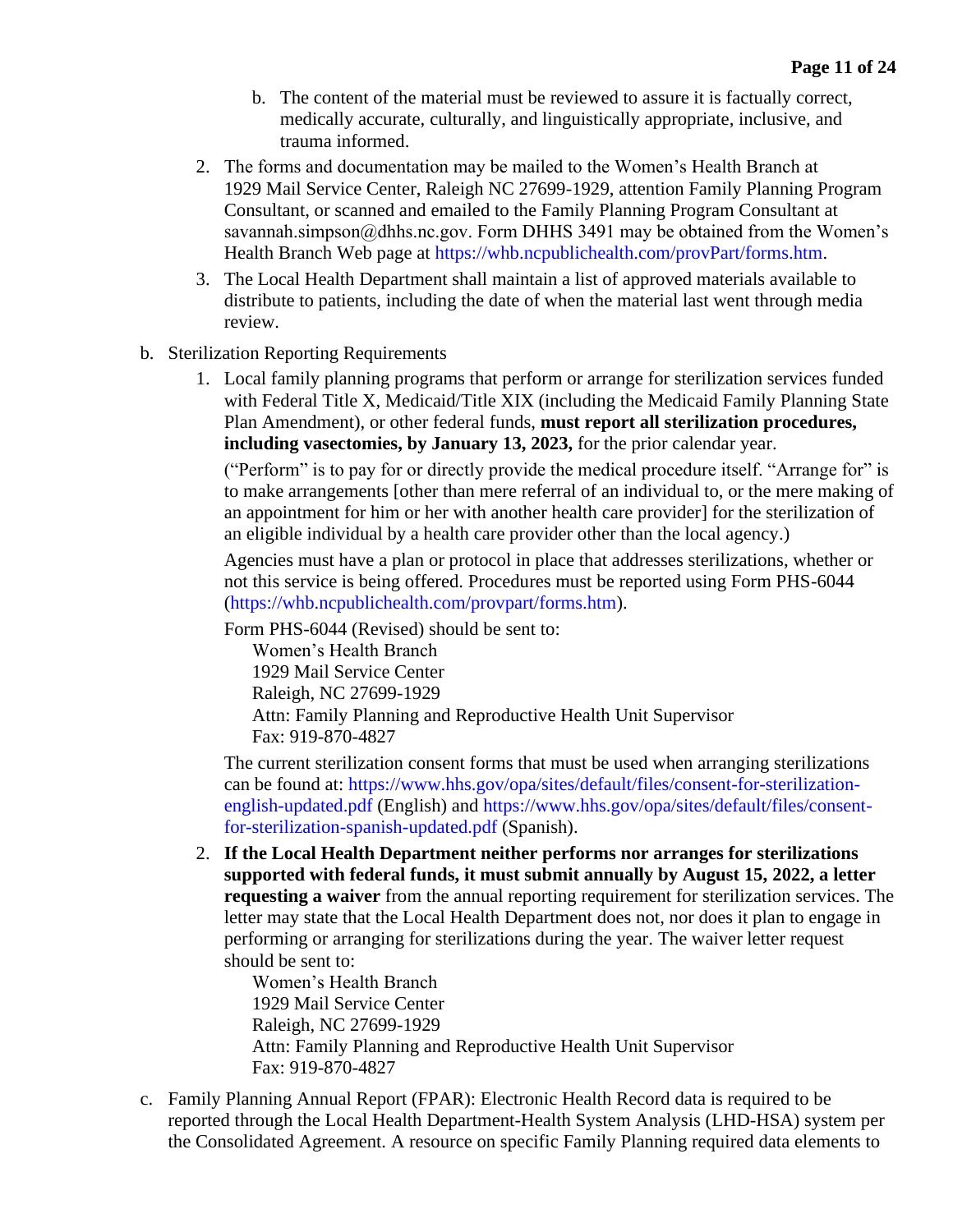b. The content of the material must be reviewed to assure it is factually correct, medically accurate, culturally, and linguistically appropriate, inclusive, and trauma informed.

2. The forms and documentation may be mailed to the Women's Health Branch at 1929 Mail Service Center, Raleigh NC 27699-1929, attention Family Planning Program Consultant, or scanned and emailed to the Family Planning Program Consultant at savannah.simpson@dhhs.nc.gov. Form DHHS 3491 may be obtained from the Women's Health Branch Web page at https://whb.ncpublichealth.com/provPart/forms.htm.
3. The Local Health Department shall maintain a list of approved materials available to distribute to patients, including the date of when the material last went through media review.

b. Sterilization Reporting Requirements

1. Local family planning programs that perform or arrange for sterilization services funded with Federal Title X, Medicaid/Title XIX (including the Medicaid Family Planning State Plan Amendment), or other federal funds, **must report all sterilization procedures, including vasectomies, by January 13, 2023,** for the prior calendar year.

   ("Perform" is to pay for or directly provide the medical procedure itself. "Arrange for" is to make arrangements [other than mere referral of an individual to, or the mere making of an appointment for him or her with another health care provider] for the sterilization of an eligible individual by a health care provider other than the local agency.)

   Agencies must have a plan or protocol in place that addresses sterilizations, whether or not this service is being offered. Procedures must be reported using Form PHS-6044 (https://whb.ncpublichealth.com/provpart/forms.htm).

   Form PHS-6044 (Revised) should be sent to:

   Women's Health Branch
   1929 Mail Service Center
   Raleigh, NC 27699-1929
   Attn: Family Planning and Reproductive Health Unit Supervisor
   Fax: 919-870-4827

   The current sterilization consent forms that must be used when arranging sterilizations can be found at: https://www.hhs.gov/opa/sites/default/files/consent-for-sterilization-english-updated.pdf (English) and https://www.hhs.gov/opa/sites/default/files/consent-for-sterilization-spanish-updated.pdf (Spanish).

2. **If the Local Health Department neither performs nor arranges for sterilizations supported with federal funds, it must submit annually by August 15, 2022, a letter requesting a waiver** from the annual reporting requirement for sterilization services. The letter may state that the Local Health Department does not, nor does it plan to engage in performing or arranging for sterilizations during the year. The waiver letter request should be sent to:

   Women's Health Branch
   1929 Mail Service Center
   Raleigh, NC 27699-1929
   Attn: Family Planning and Reproductive Health Unit Supervisor
   Fax: 919-870-4827

c. Family Planning Annual Report (FPAR): Electronic Health Record data is required to be reported through the Local Health Department-Health System Analysis (LHD-HSA) system per the Consolidated Agreement. A resource on specific Family Planning required data elements to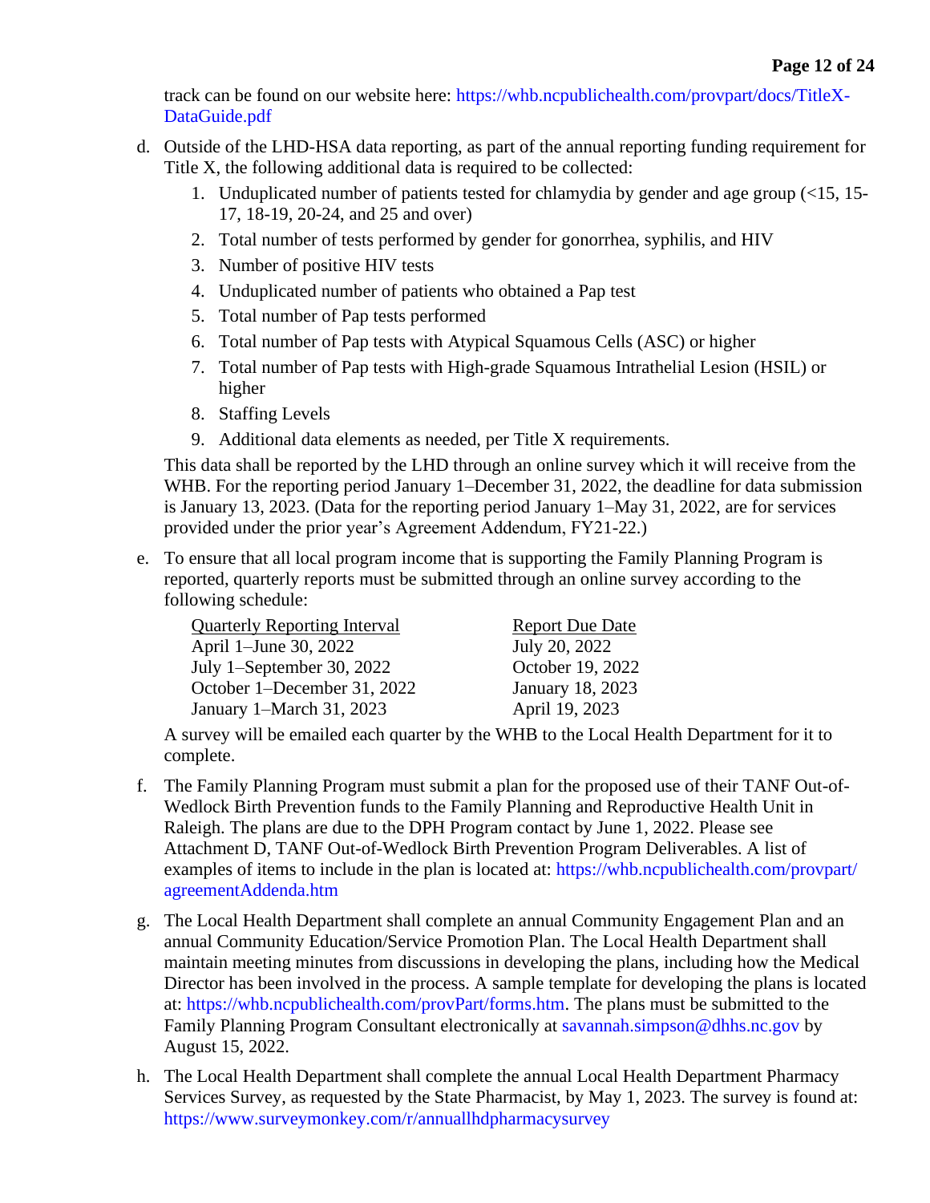track can be found on our website here: https://whb.ncpublichealth.com/provpart/docs/TitleX-DataGuide.pdf

d. Outside of the LHD-HSA data reporting, as part of the annual reporting funding requirement for Title X, the following additional data is required to be collected:

   1. Unduplicated number of patients tested for chlamydia by gender and age group (<15, 15-17, 18-19, 20-24, and 25 and over)
   2. Total number of tests performed by gender for gonorrhea, syphilis, and HIV
   3. Number of positive HIV tests
   4. Unduplicated number of patients who obtained a Pap test
   5. Total number of Pap tests performed
   6. Total number of Pap tests with Atypical Squamous Cells (ASC) or higher
   7. Total number of Pap tests with High-grade Squamous Intrathelial Lesion (HSIL) or higher
   8. Staffing Levels
   9. Additional data elements as needed, per Title X requirements.

   This data shall be reported by the LHD through an online survey which it will receive from the WHB. For the reporting period January 1–December 31, 2022, the deadline for data submission is January 13, 2023. (Data for the reporting period January 1–May 31, 2022, are for services provided under the prior year's Agreement Addendum, FY21-22.)

e. To ensure that all local program income that is supporting the Family Planning Program is reported, quarterly reports must be submitted through an online survey according to the following schedule:

| Quarterly Reporting Interval | Report Due Date |
|---|---|
| April 1–June 30, 2022 | July 20, 2022 |
| July 1–September 30, 2022 | October 19, 2022 |
| October 1–December 31, 2022 | January 18, 2023 |
| January 1–March 31, 2023 | April 19, 2023 |

   A survey will be emailed each quarter by the WHB to the Local Health Department for it to complete.

f. The Family Planning Program must submit a plan for the proposed use of their TANF Out-of-Wedlock Birth Prevention funds to the Family Planning and Reproductive Health Unit in Raleigh. The plans are due to the DPH Program contact by June 1, 2022. Please see Attachment D, TANF Out-of-Wedlock Birth Prevention Program Deliverables. A list of examples of items to include in the plan is located at: https://whb.ncpublichealth.com/provpart/agreementAddenda.htm

g. The Local Health Department shall complete an annual Community Engagement Plan and an annual Community Education/Service Promotion Plan. The Local Health Department shall maintain meeting minutes from discussions in developing the plans, including how the Medical Director has been involved in the process. A sample template for developing the plans is located at: https://whb.ncpublichealth.com/provPart/forms.htm. The plans must be submitted to the Family Planning Program Consultant electronically at savannah.simpson@dhhs.nc.gov by August 15, 2022.

h. The Local Health Department shall complete the annual Local Health Department Pharmacy Services Survey, as requested by the State Pharmacist, by May 1, 2023. The survey is found at: https://www.surveymonkey.com/r/annuallhdpharmacysurvey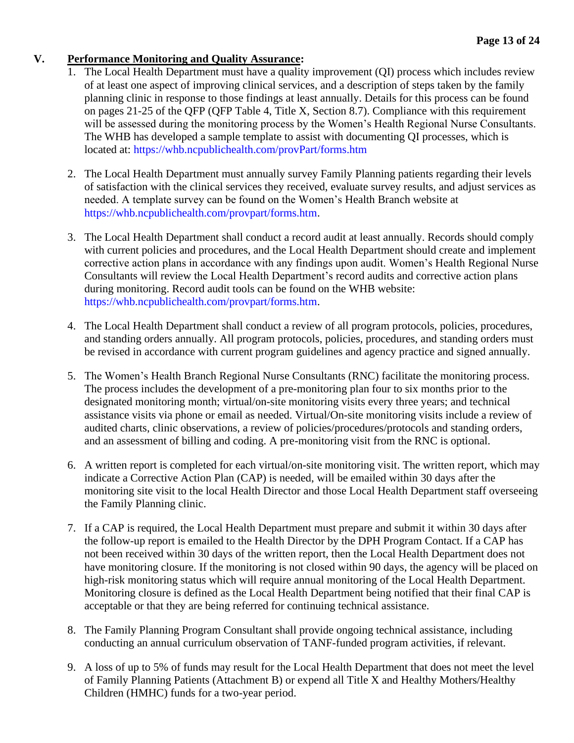## V. **Performance Monitoring and Quality Assurance:**

1. The Local Health Department must have a quality improvement (QI) process which includes review of at least one aspect of improving clinical services, and a description of steps taken by the family planning clinic in response to those findings at least annually. Details for this process can be found on pages 21-25 of the QFP (QFP Table 4, Title X, Section 8.7). Compliance with this requirement will be assessed during the monitoring process by the Women's Health Regional Nurse Consultants. The WHB has developed a sample template to assist with documenting QI processes, which is located at: https://whb.ncpublichealth.com/provPart/forms.htm

2. The Local Health Department must annually survey Family Planning patients regarding their levels of satisfaction with the clinical services they received, evaluate survey results, and adjust services as needed. A template survey can be found on the Women's Health Branch website at https://whb.ncpublichealth.com/provpart/forms.htm.

3. The Local Health Department shall conduct a record audit at least annually. Records should comply with current policies and procedures, and the Local Health Department should create and implement corrective action plans in accordance with any findings upon audit. Women's Health Regional Nurse Consultants will review the Local Health Department's record audits and corrective action plans during monitoring. Record audit tools can be found on the WHB website: https://whb.ncpublichealth.com/provpart/forms.htm.

4. The Local Health Department shall conduct a review of all program protocols, policies, procedures, and standing orders annually. All program protocols, policies, procedures, and standing orders must be revised in accordance with current program guidelines and agency practice and signed annually.

5. The Women's Health Branch Regional Nurse Consultants (RNC) facilitate the monitoring process. The process includes the development of a pre-monitoring plan four to six months prior to the designated monitoring month; virtual/on-site monitoring visits every three years; and technical assistance visits via phone or email as needed. Virtual/On-site monitoring visits include a review of audited charts, clinic observations, a review of policies/procedures/protocols and standing orders, and an assessment of billing and coding. A pre-monitoring visit from the RNC is optional.

6. A written report is completed for each virtual/on-site monitoring visit. The written report, which may indicate a Corrective Action Plan (CAP) is needed, will be emailed within 30 days after the monitoring site visit to the local Health Director and those Local Health Department staff overseeing the Family Planning clinic.

7. If a CAP is required, the Local Health Department must prepare and submit it within 30 days after the follow-up report is emailed to the Health Director by the DPH Program Contact. If a CAP has not been received within 30 days of the written report, then the Local Health Department does not have monitoring closure. If the monitoring is not closed within 90 days, the agency will be placed on high-risk monitoring status which will require annual monitoring of the Local Health Department. Monitoring closure is defined as the Local Health Department being notified that their final CAP is acceptable or that they are being referred for continuing technical assistance.

8. The Family Planning Program Consultant shall provide ongoing technical assistance, including conducting an annual curriculum observation of TANF-funded program activities, if relevant.

9. A loss of up to 5% of funds may result for the Local Health Department that does not meet the level of Family Planning Patients (Attachment B) or expend all Title X and Healthy Mothers/Healthy Children (HMHC) funds for a two-year period.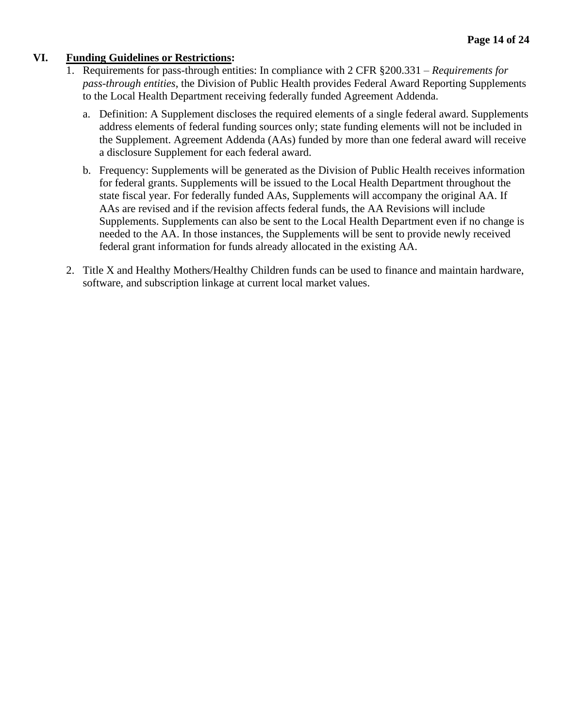## VI. <u>Funding Guidelines or Restrictions</u>:

1. Requirements for pass-through entities: In compliance with 2 CFR §200.331 – *Requirements for pass-through entities*, the Division of Public Health provides Federal Award Reporting Supplements to the Local Health Department receiving federally funded Agreement Addenda.

   a. Definition: A Supplement discloses the required elements of a single federal award. Supplements address elements of federal funding sources only; state funding elements will not be included in the Supplement. Agreement Addenda (AAs) funded by more than one federal award will receive a disclosure Supplement for each federal award.

   b. Frequency: Supplements will be generated as the Division of Public Health receives information for federal grants. Supplements will be issued to the Local Health Department throughout the state fiscal year. For federally funded AAs, Supplements will accompany the original AA. If AAs are revised and if the revision affects federal funds, the AA Revisions will include Supplements. Supplements can also be sent to the Local Health Department even if no change is needed to the AA. In those instances, the Supplements will be sent to provide newly received federal grant information for funds already allocated in the existing AA.

2. Title X and Healthy Mothers/Healthy Children funds can be used to finance and maintain hardware, software, and subscription linkage at current local market values.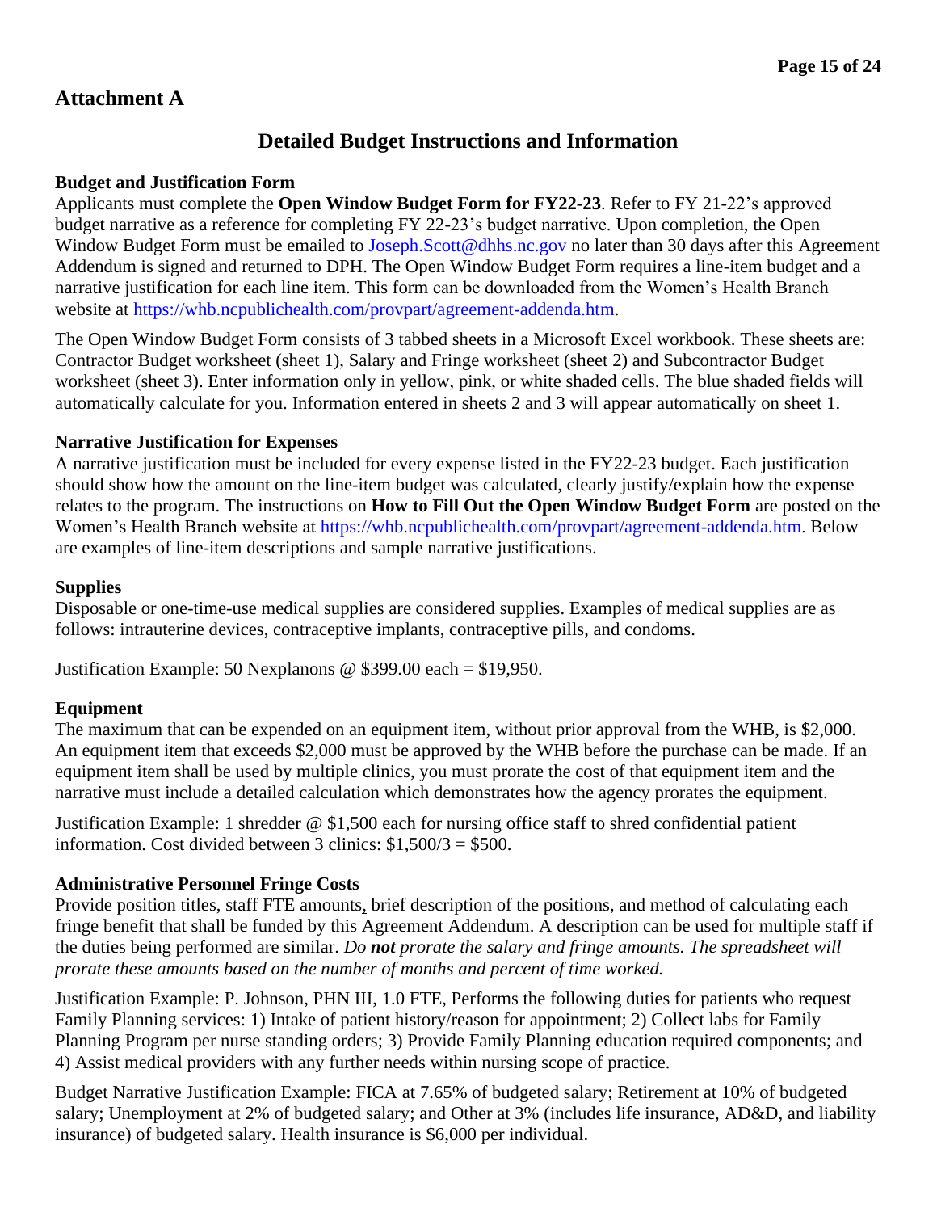## Attachment A

### Detailed Budget Instructions and Information

**Budget and Justification Form**
Applicants must complete the **Open Window Budget Form for FY22-23**. Refer to FY 21-22's approved budget narrative as a reference for completing FY 22-23's budget narrative. Upon completion, the Open Window Budget Form must be emailed to Joseph.Scott@dhhs.nc.gov no later than 30 days after this Agreement Addendum is signed and returned to DPH. The Open Window Budget Form requires a line-item budget and a narrative justification for each line item. This form can be downloaded from the Women's Health Branch website at https://whb.ncpublichealth.com/provpart/agreement-addenda.htm.

The Open Window Budget Form consists of 3 tabbed sheets in a Microsoft Excel workbook. These sheets are: Contractor Budget worksheet (sheet 1), Salary and Fringe worksheet (sheet 2) and Subcontractor Budget worksheet (sheet 3). Enter information only in yellow, pink, or white shaded cells. The blue shaded fields will automatically calculate for you. Information entered in sheets 2 and 3 will appear automatically on sheet 1.

**Narrative Justification for Expenses**
A narrative justification must be included for every expense listed in the FY22-23 budget. Each justification should show how the amount on the line-item budget was calculated, clearly justify/explain how the expense relates to the program. The instructions on **How to Fill Out the Open Window Budget Form** are posted on the Women's Health Branch website at https://whb.ncpublichealth.com/provpart/agreement-addenda.htm. Below are examples of line-item descriptions and sample narrative justifications.

**Supplies**
Disposable or one-time-use medical supplies are considered supplies. Examples of medical supplies are as follows: intrauterine devices, contraceptive implants, contraceptive pills, and condoms.

Justification Example: 50 Nexplanons @ $399.00 each = $19,950.

**Equipment**
The maximum that can be expended on an equipment item, without prior approval from the WHB, is $2,000. An equipment item that exceeds $2,000 must be approved by the WHB before the purchase can be made. If an equipment item shall be used by multiple clinics, you must prorate the cost of that equipment item and the narrative must include a detailed calculation which demonstrates how the agency prorates the equipment.

Justification Example: 1 shredder @ $1,500 each for nursing office staff to shred confidential patient information. Cost divided between 3 clinics: $1,500/3 = $500.

**Administrative Personnel Fringe Costs**
Provide position titles, staff FTE amounts, brief description of the positions, and method of calculating each fringe benefit that shall be funded by this Agreement Addendum. A description can be used for multiple staff if the duties being performed are similar. *Do **not** prorate the salary and fringe amounts. The spreadsheet will prorate these amounts based on the number of months and percent of time worked.*

Justification Example: P. Johnson, PHN III, 1.0 FTE, Performs the following duties for patients who request Family Planning services: 1) Intake of patient history/reason for appointment; 2) Collect labs for Family Planning Program per nurse standing orders; 3) Provide Family Planning education required components; and 4) Assist medical providers with any further needs within nursing scope of practice.

Budget Narrative Justification Example: FICA at 7.65% of budgeted salary; Retirement at 10% of budgeted salary; Unemployment at 2% of budgeted salary; and Other at 3% (includes life insurance, AD&D, and liability insurance) of budgeted salary. Health insurance is $6,000 per individual.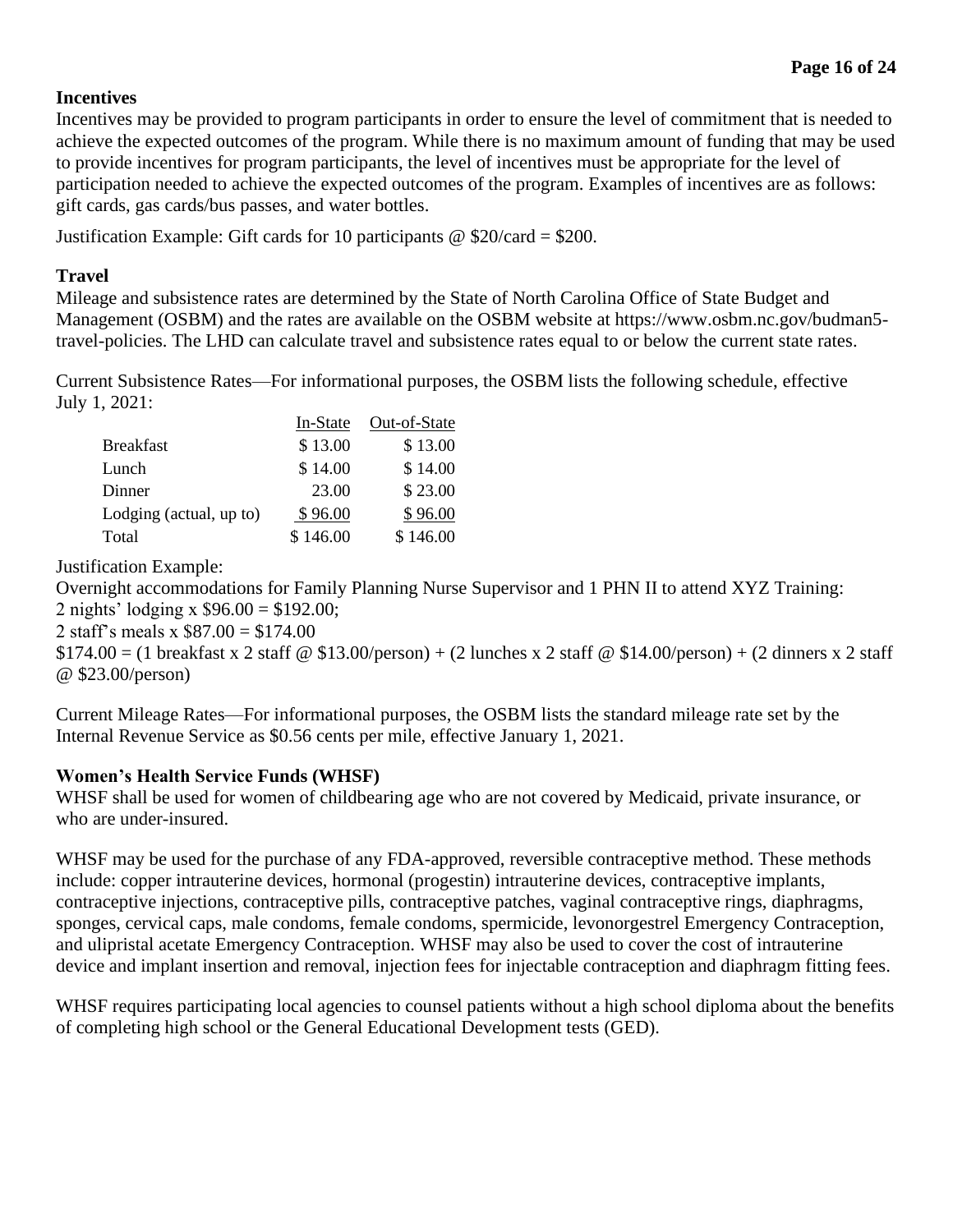### Incentives

Incentives may be provided to program participants in order to ensure the level of commitment that is needed to achieve the expected outcomes of the program. While there is no maximum amount of funding that may be used to provide incentives for program participants, the level of incentives must be appropriate for the level of participation needed to achieve the expected outcomes of the program. Examples of incentives are as follows: gift cards, gas cards/bus passes, and water bottles.

Justification Example: Gift cards for 10 participants @ $20/card = $200.

### Travel

Mileage and subsistence rates are determined by the State of North Carolina Office of State Budget and Management (OSBM) and the rates are available on the OSBM website at https://www.osbm.nc.gov/budman5-travel-policies. The LHD can calculate travel and subsistence rates equal to or below the current state rates.

Current Subsistence Rates—For informational purposes, the OSBM lists the following schedule, effective July 1, 2021:

| | In-State | Out-of-State |
|---|---|---|
| Breakfast | $ 13.00 | $ 13.00 |
| Lunch | $ 14.00 | $ 14.00 |
| Dinner | 23.00 | $ 23.00 |
| Lodging (actual, up to) | $ 96.00 | $ 96.00 |
| Total | $ 146.00 | $ 146.00 |

Justification Example:
Overnight accommodations for Family Planning Nurse Supervisor and 1 PHN II to attend XYZ Training:
2 nights' lodging x $96.00 = $192.00;
2 staff's meals x $87.00 = $174.00
$174.00 = (1 breakfast x 2 staff @ $13.00/person) + (2 lunches x 2 staff @ $14.00/person) + (2 dinners x 2 staff @ $23.00/person)

Current Mileage Rates—For informational purposes, the OSBM lists the standard mileage rate set by the Internal Revenue Service as $0.56 cents per mile, effective January 1, 2021.

### Women's Health Service Funds (WHSF)

WHSF shall be used for women of childbearing age who are not covered by Medicaid, private insurance, or who are under-insured.

WHSF may be used for the purchase of any FDA-approved, reversible contraceptive method. These methods include: copper intrauterine devices, hormonal (progestin) intrauterine devices, contraceptive implants, contraceptive injections, contraceptive pills, contraceptive patches, vaginal contraceptive rings, diaphragms, sponges, cervical caps, male condoms, female condoms, spermicide, levonorgestrel Emergency Contraception, and ulipristal acetate Emergency Contraception. WHSF may also be used to cover the cost of intrauterine device and implant insertion and removal, injection fees for injectable contraception and diaphragm fitting fees.

WHSF requires participating local agencies to counsel patients without a high school diploma about the benefits of completing high school or the General Educational Development tests (GED).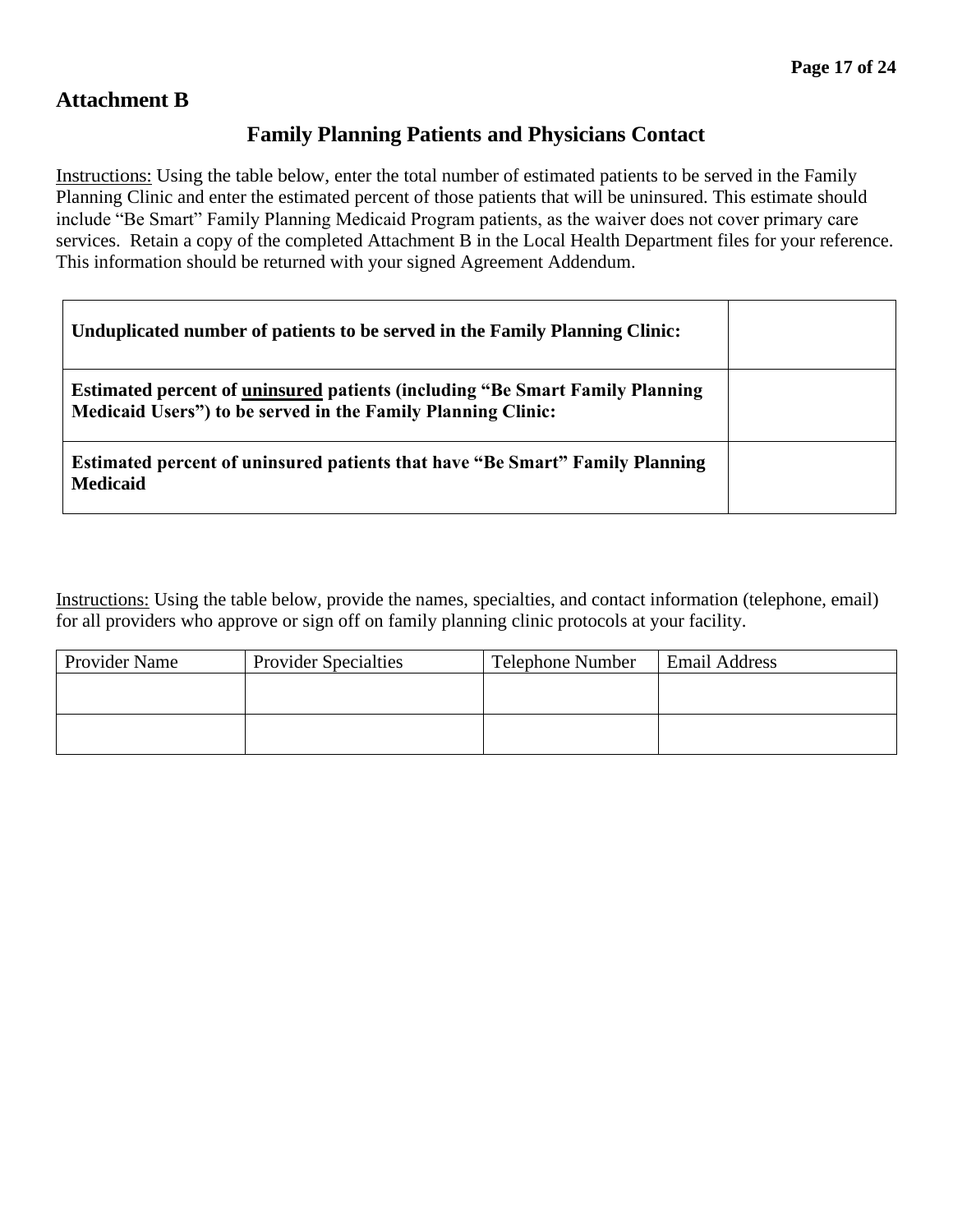## Attachment B

### Family Planning Patients and Physicians Contact

Instructions: Using the table below, enter the total number of estimated patients to be served in the Family Planning Clinic and enter the estimated percent of those patients that will be uninsured. This estimate should include “Be Smart” Family Planning Medicaid Program patients, as the waiver does not cover primary care services. Retain a copy of the completed Attachment B in the Local Health Department files for your reference. This information should be returned with your signed Agreement Addendum.

| | |
|---|---|
| **Unduplicated number of patients to be served in the Family Planning Clinic:** | |
| **Estimated percent of uninsured patients (including “Be Smart Family Planning Medicaid Users”) to be served in the Family Planning Clinic:** | |
| **Estimated percent of uninsured patients that have “Be Smart” Family Planning Medicaid** | |

Instructions: Using the table below, provide the names, specialties, and contact information (telephone, email) for all providers who approve or sign off on family planning clinic protocols at your facility.

| Provider Name | Provider Specialties | Telephone Number | Email Address |
|---|---|---|---|
| | | | |
| | | | |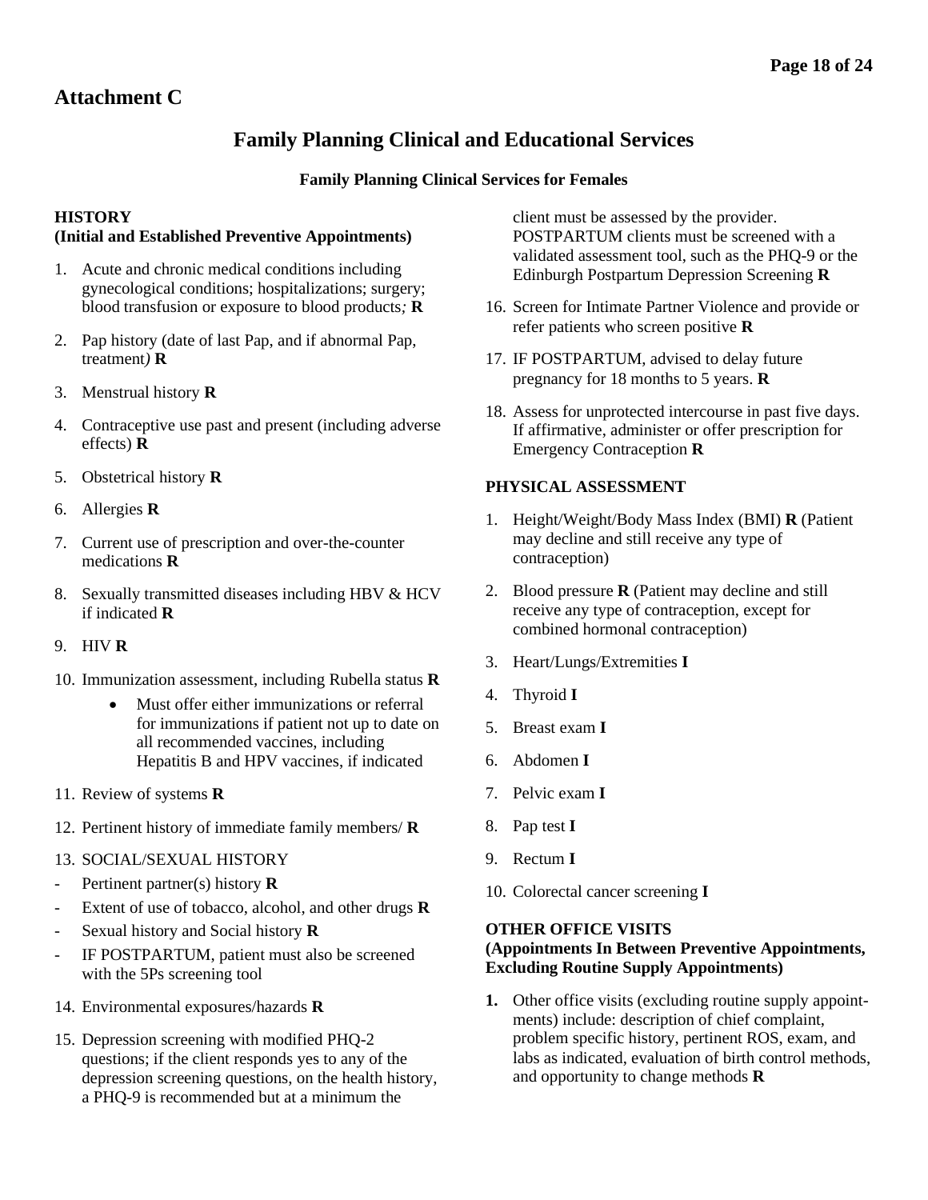# Attachment C

## Family Planning Clinical and Educational Services

### Family Planning Clinical Services for Females

**HISTORY**
**(Initial and Established Preventive Appointments)**

1. Acute and chronic medical conditions including gynecological conditions; hospitalizations; surgery; blood transfusion or exposure to blood products*;* **R**
2. Pap history (date of last Pap, and if abnormal Pap, treatment*)* **R**
3. Menstrual history **R**
4. Contraceptive use past and present (including adverse effects) **R**
5. Obstetrical history **R**
6. Allergies **R**
7. Current use of prescription and over-the-counter medications **R**
8. Sexually transmitted diseases including HBV & HCV if indicated **R**
9. HIV **R**
10. Immunization assessment, including Rubella status **R**
    - Must offer either immunizations or referral for immunizations if patient not up to date on all recommended vaccines, including Hepatitis B and HPV vaccines, if indicated
11. Review of systems **R**
12. Pertinent history of immediate family members/ **R**
13. SOCIAL/SEXUAL HISTORY

- Pertinent partner(s) history **R**
- Extent of use of tobacco, alcohol, and other drugs **R**
- Sexual history and Social history **R**
- IF POSTPARTUM, patient must also be screened with the 5Ps screening tool

14. Environmental exposures/hazards **R**
15. Depression screening with modified PHQ-2 questions; if the client responds yes to any of the depression screening questions, on the health history, a PHQ-9 is recommended but at a minimum the client must be assessed by the provider. POSTPARTUM clients must be screened with a validated assessment tool, such as the PHQ-9 or the Edinburgh Postpartum Depression Screening **R**
16. Screen for Intimate Partner Violence and provide or refer patients who screen positive **R**
17. IF POSTPARTUM, advised to delay future pregnancy for 18 months to 5 years. **R**
18. Assess for unprotected intercourse in past five days. If affirmative, administer or offer prescription for Emergency Contraception **R**

**PHYSICAL ASSESSMENT**

1. Height/Weight/Body Mass Index (BMI) **R** (Patient may decline and still receive any type of contraception)
2. Blood pressure **R** (Patient may decline and still receive any type of contraception, except for combined hormonal contraception)
3. Heart/Lungs/Extremities **I**
4. Thyroid **I**
5. Breast exam **I**
6. Abdomen **I**
7. Pelvic exam **I**
8. Pap test **I**
9. Rectum **I**
10. Colorectal cancer screening **I**

**OTHER OFFICE VISITS**
**(Appointments In Between Preventive Appointments, Excluding Routine Supply Appointments)**

1. Other office visits (excluding routine supply appointments) include: description of chief complaint, problem specific history, pertinent ROS, exam, and labs as indicated, evaluation of birth control methods, and opportunity to change methods **R**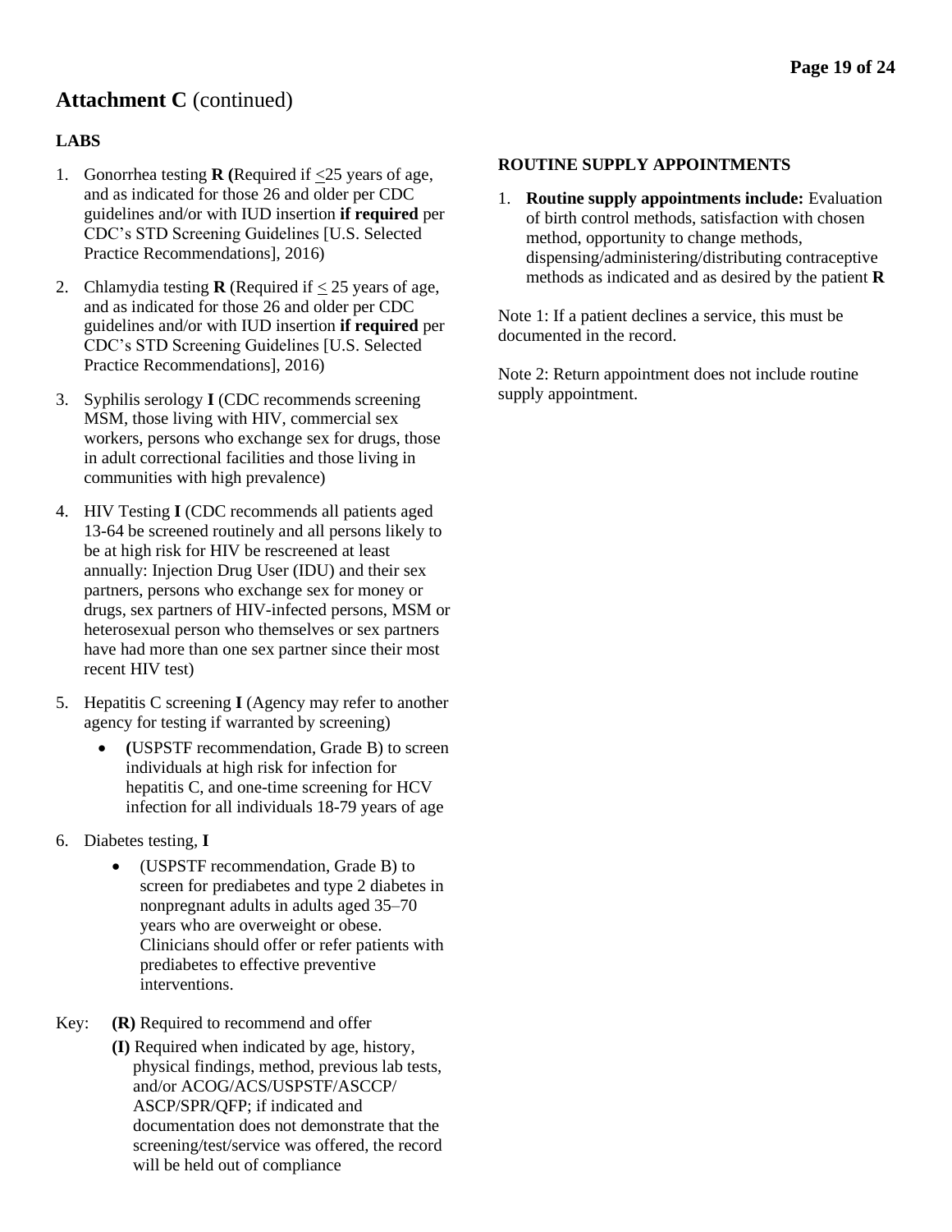## Attachment C (continued)

### LABS

1. Gonorrhea testing **R (**Required if <25 years of age, and as indicated for those 26 and older per CDC guidelines and/or with IUD insertion **if required** per CDC's STD Screening Guidelines [U.S. Selected Practice Recommendations], 2016)

2. Chlamydia testing **R** (Required if ≤ 25 years of age, and as indicated for those 26 and older per CDC guidelines and/or with IUD insertion **if required** per CDC's STD Screening Guidelines [U.S. Selected Practice Recommendations], 2016)

3. Syphilis serology **I** (CDC recommends screening MSM, those living with HIV, commercial sex workers, persons who exchange sex for drugs, those in adult correctional facilities and those living in communities with high prevalence)

4. HIV Testing **I** (CDC recommends all patients aged 13-64 be screened routinely and all persons likely to be at high risk for HIV be rescreened at least annually: Injection Drug User (IDU) and their sex partners, persons who exchange sex for money or drugs, sex partners of HIV-infected persons, MSM or heterosexual person who themselves or sex partners have had more than one sex partner since their most recent HIV test)

5. Hepatitis C screening **I** (Agency may refer to another agency for testing if warranted by screening)
   - **(**USPSTF recommendation, Grade B) to screen individuals at high risk for infection for hepatitis C, and one-time screening for HCV infection for all individuals 18-79 years of age

6. Diabetes testing, **I**
   - (USPSTF recommendation, Grade B) to screen for prediabetes and type 2 diabetes in nonpregnant adults in adults aged 35–70 years who are overweight or obese. Clinicians should offer or refer patients with prediabetes to effective preventive interventions.

Key: **(R)** Required to recommend and offer

**(I)** Required when indicated by age, history, physical findings, method, previous lab tests, and/or ACOG/ACS/USPSTF/ASCCP/ASCP/SPR/QFP; if indicated and documentation does not demonstrate that the screening/test/service was offered, the record will be held out of compliance

### ROUTINE SUPPLY APPOINTMENTS

1. **Routine supply appointments include:** Evaluation of birth control methods, satisfaction with chosen method, opportunity to change methods, dispensing/administering/distributing contraceptive methods as indicated and as desired by the patient **R**

Note 1: If a patient declines a service, this must be documented in the record.

Note 2: Return appointment does not include routine supply appointment.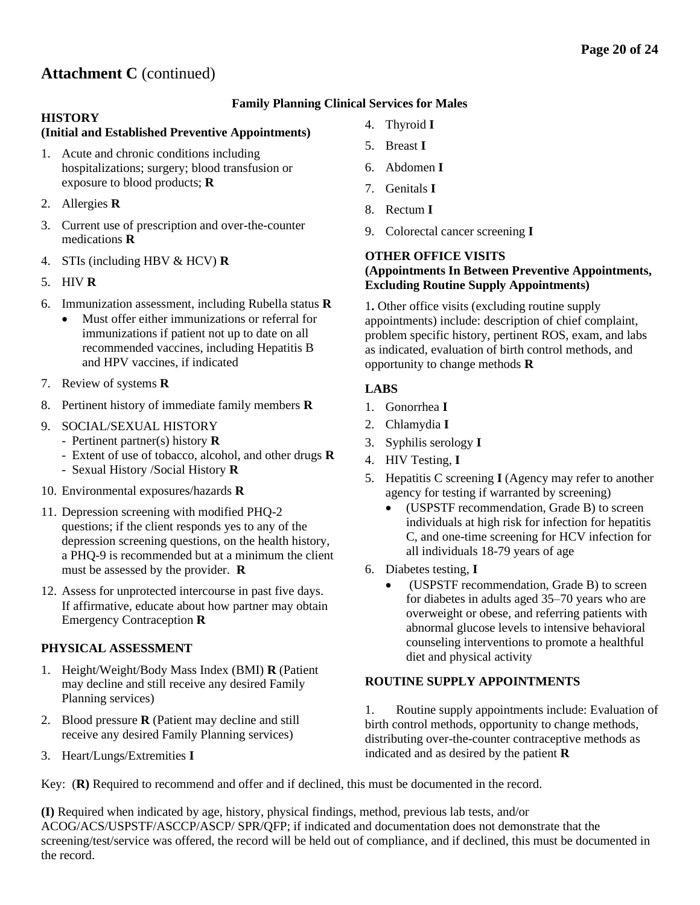## Attachment C (continued)

### Family Planning Clinical Services for Males

**HISTORY**
**(Initial and Established Preventive Appointments)**

1. Acute and chronic conditions including hospitalizations; surgery; blood transfusion or exposure to blood products; **R**
2. Allergies **R**
3. Current use of prescription and over-the-counter medications **R**
4. STIs (including HBV & HCV) **R**
5. HIV **R**
6. Immunization assessment, including Rubella status **R**
   - Must offer either immunizations or referral for immunizations if patient not up to date on all recommended vaccines, including Hepatitis B and HPV vaccines, if indicated
7. Review of systems **R**
8. Pertinent history of immediate family members **R**
9. SOCIAL/SEXUAL HISTORY
   - Pertinent partner(s) history **R**
   - Extent of use of tobacco, alcohol, and other drugs **R**
   - Sexual History /Social History **R**
10. Environmental exposures/hazards **R**
11. Depression screening with modified PHQ-2 questions; if the client responds yes to any of the depression screening questions, on the health history, a PHQ-9 is recommended but at a minimum the client must be assessed by the provider. **R**
12. Assess for unprotected intercourse in past five days. If affirmative, educate about how partner may obtain Emergency Contraception **R**

**PHYSICAL ASSESSMENT**

1. Height/Weight/Body Mass Index (BMI) **R** (Patient may decline and still receive any desired Family Planning services)
2. Blood pressure **R** (Patient may decline and still receive any desired Family Planning services)
3. Heart/Lungs/Extremities **I**
4. Thyroid **I**
5. Breast **I**
6. Abdomen **I**
7. Genitals **I**
8. Rectum **I**
9. Colorectal cancer screening **I**

**OTHER OFFICE VISITS**
**(Appointments In Between Preventive Appointments, Excluding Routine Supply Appointments)**

1. Other office visits (excluding routine supply appointments) include: description of chief complaint, problem specific history, pertinent ROS, exam, and labs as indicated, evaluation of birth control methods, and opportunity to change methods **R**

**LABS**

1. Gonorrhea **I**
2. Chlamydia **I**
3. Syphilis serology **I**
4. HIV Testing, **I**
5. Hepatitis C screening **I** (Agency may refer to another agency for testing if warranted by screening)
   - (USPSTF recommendation, Grade B) to screen individuals at high risk for infection for hepatitis C, and one-time screening for HCV infection for all individuals 18-79 years of age
6. Diabetes testing, **I**
   - (USPSTF recommendation, Grade B) to screen for diabetes in adults aged 35–70 years who are overweight or obese, and referring patients with abnormal glucose levels to intensive behavioral counseling interventions to promote a healthful diet and physical activity

**ROUTINE SUPPLY APPOINTMENTS**

1. Routine supply appointments include: Evaluation of birth control methods, opportunity to change methods, distributing over-the-counter contraceptive methods as indicated and as desired by the patient **R**

Key: (**R)** Required to recommend and offer and if declined, this must be documented in the record.

**(I)** Required when indicated by age, history, physical findings, method, previous lab tests, and/or ACOG/ACS/USPSTF/ASCCP/ASCP/ SPR/QFP; if indicated and documentation does not demonstrate that the screening/test/service was offered, the record will be held out of compliance, and if declined, this must be documented in the record.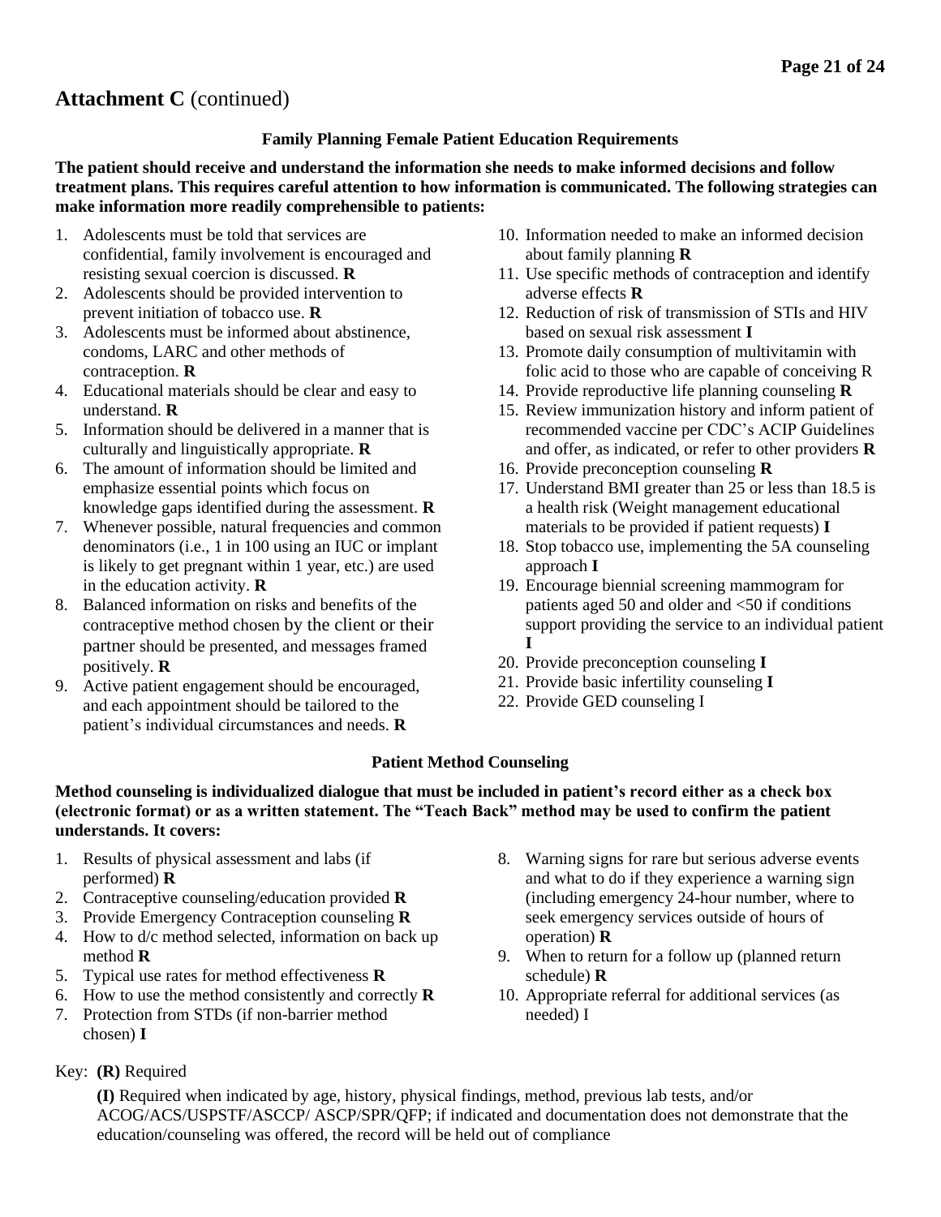## **Attachment C** (continued)

### Family Planning Female Patient Education Requirements

**The patient should receive and understand the information she needs to make informed decisions and follow treatment plans. This requires careful attention to how information is communicated. The following strategies can make information more readily comprehensible to patients:**

1. Adolescents must be told that services are confidential, family involvement is encouraged and resisting sexual coercion is discussed. **R**
2. Adolescents should be provided intervention to prevent initiation of tobacco use. **R**
3. Adolescents must be informed about abstinence, condoms, LARC and other methods of contraception. **R**
4. Educational materials should be clear and easy to understand. **R**
5. Information should be delivered in a manner that is culturally and linguistically appropriate. **R**
6. The amount of information should be limited and emphasize essential points which focus on knowledge gaps identified during the assessment. **R**
7. Whenever possible, natural frequencies and common denominators (i.e., 1 in 100 using an IUC or implant is likely to get pregnant within 1 year, etc.) are used in the education activity. **R**
8. Balanced information on risks and benefits of the contraceptive method chosen by the client or their partner should be presented, and messages framed positively. **R**
9. Active patient engagement should be encouraged, and each appointment should be tailored to the patient's individual circumstances and needs. **R**
10. Information needed to make an informed decision about family planning **R**
11. Use specific methods of contraception and identify adverse effects **R**
12. Reduction of risk of transmission of STIs and HIV based on sexual risk assessment **I**
13. Promote daily consumption of multivitamin with folic acid to those who are capable of conceiving R
14. Provide reproductive life planning counseling **R**
15. Review immunization history and inform patient of recommended vaccine per CDC's ACIP Guidelines and offer, as indicated, or refer to other providers **R**
16. Provide preconception counseling **R**
17. Understand BMI greater than 25 or less than 18.5 is a health risk (Weight management educational materials to be provided if patient requests) **I**
18. Stop tobacco use, implementing the 5A counseling approach **I**
19. Encourage biennial screening mammogram for patients aged 50 and older and <50 if conditions support providing the service to an individual patient **I**
20. Provide preconception counseling **I**
21. Provide basic infertility counseling **I**
22. Provide GED counseling I

### Patient Method Counseling

**Method counseling is individualized dialogue that must be included in patient's record either as a check box (electronic format) or as a written statement. The "Teach Back" method may be used to confirm the patient understands. It covers:**

1. Results of physical assessment and labs (if performed) **R**
2. Contraceptive counseling/education provided **R**
3. Provide Emergency Contraception counseling **R**
4. How to d/c method selected, information on back up method **R**
5. Typical use rates for method effectiveness **R**
6. How to use the method consistently and correctly **R**
7. Protection from STDs (if non-barrier method chosen) **I**
8. Warning signs for rare but serious adverse events and what to do if they experience a warning sign (including emergency 24-hour number, where to seek emergency services outside of hours of operation) **R**
9. When to return for a follow up (planned return schedule) **R**
10. Appropriate referral for additional services (as needed) I

Key: **(R)** Required

**(I)** Required when indicated by age, history, physical findings, method, previous lab tests, and/or ACOG/ACS/USPSTF/ASCCP/ ASCP/SPR/QFP; if indicated and documentation does not demonstrate that the education/counseling was offered, the record will be held out of compliance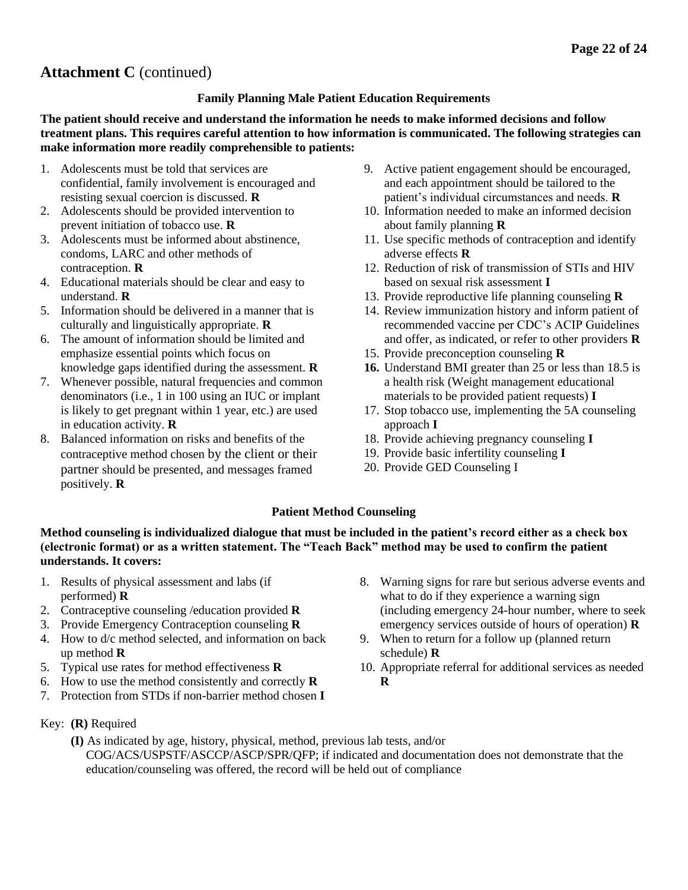## **Attachment C** (continued)

### Family Planning Male Patient Education Requirements

**The patient should receive and understand the information he needs to make informed decisions and follow treatment plans. This requires careful attention to how information is communicated. The following strategies can make information more readily comprehensible to patients:**

1. Adolescents must be told that services are confidential, family involvement is encouraged and resisting sexual coercion is discussed. **R**
2. Adolescents should be provided intervention to prevent initiation of tobacco use. **R**
3. Adolescents must be informed about abstinence, condoms, LARC and other methods of contraception. **R**
4. Educational materials should be clear and easy to understand. **R**
5. Information should be delivered in a manner that is culturally and linguistically appropriate. **R**
6. The amount of information should be limited and emphasize essential points which focus on knowledge gaps identified during the assessment. **R**
7. Whenever possible, natural frequencies and common denominators (i.e., 1 in 100 using an IUC or implant is likely to get pregnant within 1 year, etc.) are used in education activity. **R**
8. Balanced information on risks and benefits of the contraceptive method chosen by the client or their partner should be presented, and messages framed positively. **R**
9. Active patient engagement should be encouraged, and each appointment should be tailored to the patient's individual circumstances and needs. **R**
10. Information needed to make an informed decision about family planning **R**
11. Use specific methods of contraception and identify adverse effects **R**
12. Reduction of risk of transmission of STIs and HIV based on sexual risk assessment **I**
13. Provide reproductive life planning counseling **R**
14. Review immunization history and inform patient of recommended vaccine per CDC's ACIP Guidelines and offer, as indicated, or refer to other providers **R**
15. Provide preconception counseling **R**
16. Understand BMI greater than 25 or less than 18.5 is a health risk (Weight management educational materials to be provided patient requests) **I**
17. Stop tobacco use, implementing the 5A counseling approach **I**
18. Provide achieving pregnancy counseling **I**
19. Provide basic infertility counseling **I**
20. Provide GED Counseling I

### Patient Method Counseling

**Method counseling is individualized dialogue that must be included in the patient's record either as a check box (electronic format) or as a written statement. The "Teach Back" method may be used to confirm the patient understands. It covers:**

1. Results of physical assessment and labs (if performed) **R**
2. Contraceptive counseling /education provided **R**
3. Provide Emergency Contraception counseling **R**
4. How to d/c method selected, and information on back up method **R**
5. Typical use rates for method effectiveness **R**
6. How to use the method consistently and correctly **R**
7. Protection from STDs if non-barrier method chosen **I**
8. Warning signs for rare but serious adverse events and what to do if they experience a warning sign (including emergency 24-hour number, where to seek emergency services outside of hours of operation) **R**
9. When to return for a follow up (planned return schedule) **R**
10. Appropriate referral for additional services as needed **R**

Key: **(R)** Required

**(I)** As indicated by age, history, physical, method, previous lab tests, and/or COG/ACS/USPSTF/ASCCP/ASCP/SPR/QFP; if indicated and documentation does not demonstrate that the education/counseling was offered, the record will be held out of compliance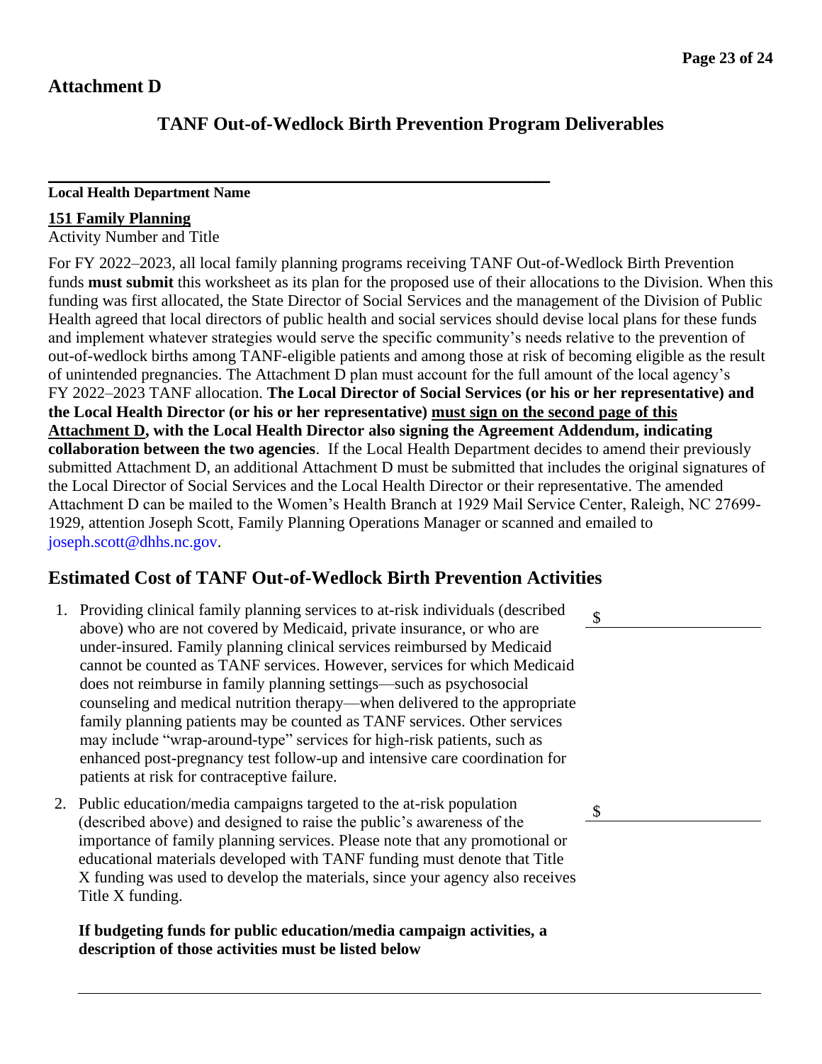## Attachment D

# TANF Out-of-Wedlock Birth Prevention Program Deliverables

\_\_\_\_\_\_\_\_\_\_\_\_\_\_\_\_\_\_\_\_\_\_\_\_\_\_\_\_\_\_\_\_\_\_\_\_\_\_\_\_\_\_\_\_\_\_\_\_\_\_\_\_\_\_\_\_

**Local Health Department Name**

**<u>151 Family Planning</u>**
Activity Number and Title

For FY 2022–2023, all local family planning programs receiving TANF Out-of-Wedlock Birth Prevention funds **must submit** this worksheet as its plan for the proposed use of their allocations to the Division. When this funding was first allocated, the State Director of Social Services and the management of the Division of Public Health agreed that local directors of public health and social services should devise local plans for these funds and implement whatever strategies would serve the specific community's needs relative to the prevention of out-of-wedlock births among TANF-eligible patients and among those at risk of becoming eligible as the result of unintended pregnancies. The Attachment D plan must account for the full amount of the local agency's FY 2022–2023 TANF allocation. **The Local Director of Social Services (or his or her representative) and the Local Health Director (or his or her representative) <u>must sign on the second page of this Attachment D</u>, with the Local Health Director also signing the Agreement Addendum, indicating collaboration between the two agencies**. If the Local Health Department decides to amend their previously submitted Attachment D, an additional Attachment D must be submitted that includes the original signatures of the Local Director of Social Services and the Local Health Director or their representative. The amended Attachment D can be mailed to the Women's Health Branch at 1929 Mail Service Center, Raleigh, NC 27699-1929, attention Joseph Scott, Family Planning Operations Manager or scanned and emailed to joseph.scott@dhhs.nc.gov.

## Estimated Cost of TANF Out-of-Wedlock Birth Prevention Activities

1. Providing clinical family planning services to at-risk individuals (described above) who are not covered by Medicaid, private insurance, or who are under-insured. Family planning clinical services reimbursed by Medicaid cannot be counted as TANF services. However, services for which Medicaid does not reimburse in family planning settings—such as psychosocial counseling and medical nutrition therapy—when delivered to the appropriate family planning patients may be counted as TANF services. Other services may include "wrap-around-type" services for high-risk patients, such as enhanced post-pregnancy test follow-up and intensive care coordination for patients at risk for contraceptive failure. $\_\_\_\_\_\_\_\_\_\_\_\_\_\_

2. Public education/media campaigns targeted to the at-risk population (described above) and designed to raise the public's awareness of the importance of family planning services. Please note that any promotional or educational materials developed with TANF funding must denote that Title X funding was used to develop the materials, since your agency also receives Title X funding. $\_\_\_\_\_\_\_\_\_\_\_\_\_\_

   **If budgeting funds for public education/media campaign activities, a description of those activities must be listed below**

   \_\_\_\_\_\_\_\_\_\_\_\_\_\_\_\_\_\_\_\_\_\_\_\_\_\_\_\_\_\_\_\_\_\_\_\_\_\_\_\_\_\_\_\_\_\_\_\_\_\_\_\_\_\_\_\_\_\_\_\_\_\_\_\_\_\_\_\_\_\_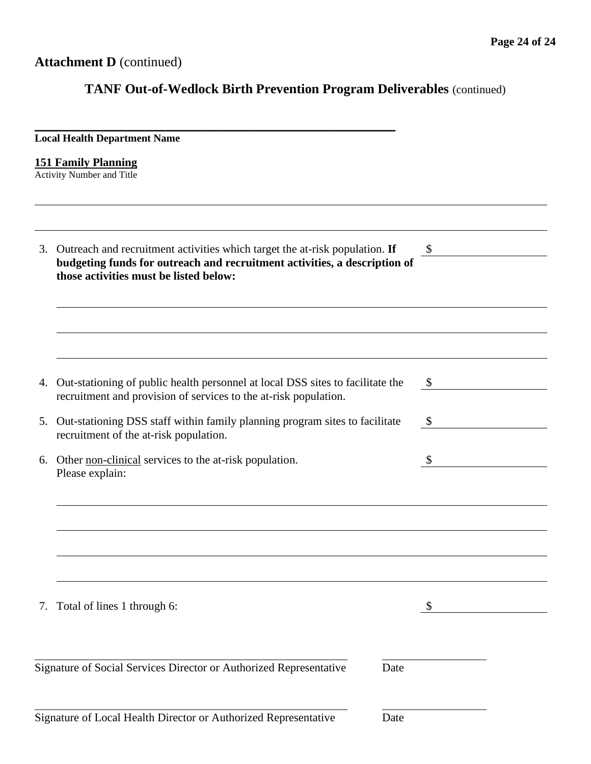**Attachment D** (continued)

## TANF Out-of-Wedlock Birth Prevention Program Deliverables (continued)

\_\_\_\_\_\_\_\_\_\_\_\_\_\_\_\_\_\_\_\_\_\_\_\_\_\_\_\_\_\_\_\_\_\_\_\_\_\_\_\_\_\_\_\_\_\_\_\_\_\_\_\_\_\_\_\_

**Local Health Department Name**

**<u>151 Family Planning</u>**
Activity Number and Title

3. Outreach and recruitment activities which target the at-risk population. **If budgeting funds for outreach and recruitment activities, a description of those activities must be listed below:** $ \_\_\_\_\_\_\_\_\_\_

4. Out-stationing of public health personnel at local DSS sites to facilitate the recruitment and provision of services to the at-risk population. $ \_\_\_\_\_\_\_\_\_\_

5. Out-stationing DSS staff within family planning program sites to facilitate recruitment of the at-risk population. $ \_\_\_\_\_\_\_\_\_\_

6. Other <u>non-clinical</u> services to the at-risk population. $ \_\_\_\_\_\_\_\_\_\_
   Please explain:

7. Total of lines 1 through 6: $ \_\_\_\_\_\_\_\_\_\_

\_\_\_\_\_\_\_\_\_\_\_\_\_\_\_\_\_\_\_\_\_\_\_\_\_\_\_\_\_\_\_\_\_\_\_\_\_\_\_\_ \_\_\_\_\_\_\_\_\_\_\_\_
Signature of Social Services Director or Authorized Representative Date

\_\_\_\_\_\_\_\_\_\_\_\_\_\_\_\_\_\_\_\_\_\_\_\_\_\_\_\_\_\_\_\_\_\_\_\_\_\_\_\_ \_\_\_\_\_\_\_\_\_\_\_\_
Signature of Local Health Director or Authorized Representative Date